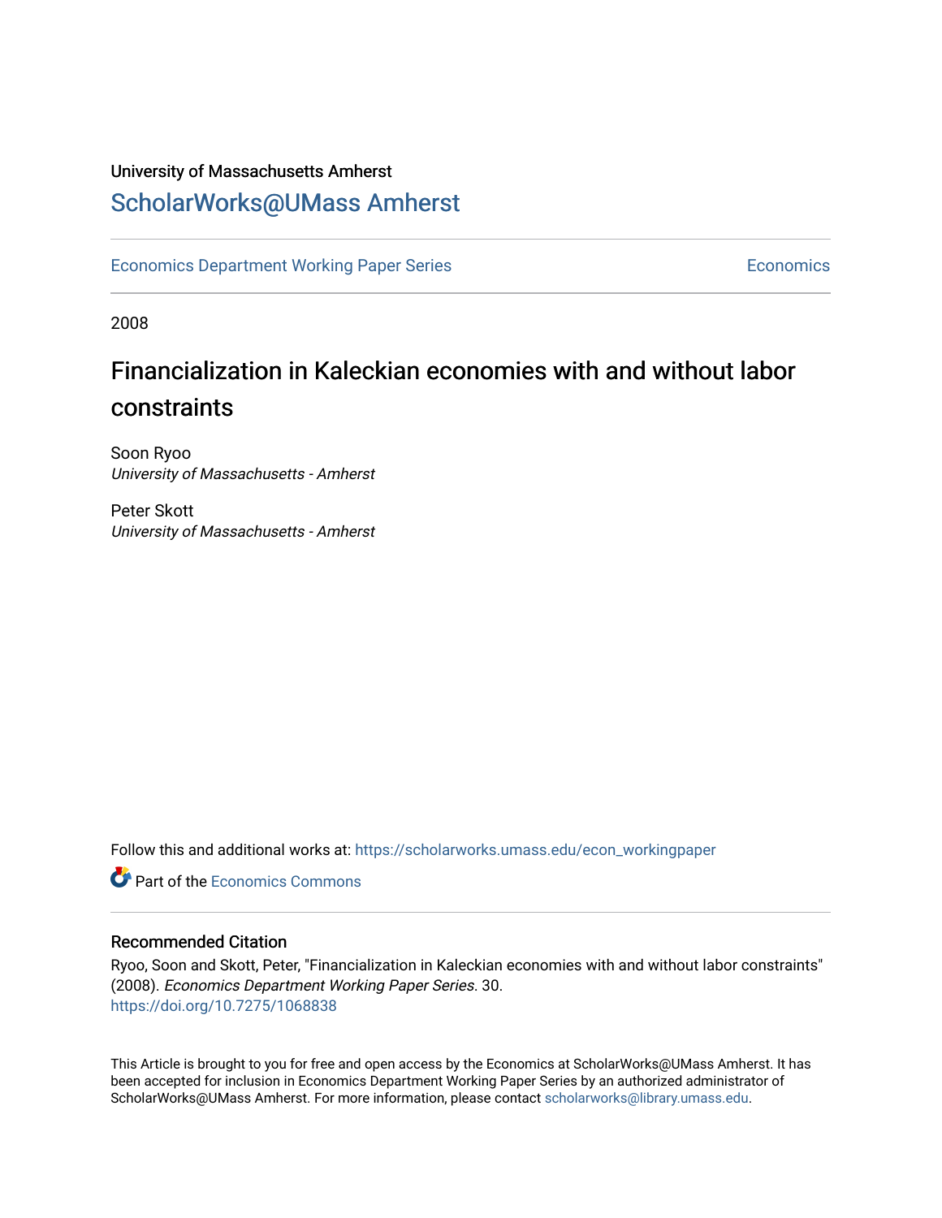University of Massachusetts Amherst

# ScholarWorks@UMass Amherst

Economics Department Working Paper Series | Economics

2008

## Financialization in Kaleckian economies with and without labor constraints

Soon Ryoo
*University of Massachusetts - Amherst*

Peter Skott
*University of Massachusetts - Amherst*

Follow this and additional works at: https://scholarworks.umass.edu/econ_workingpaper

Part of the Economics Commons

### Recommended Citation

Ryoo, Soon and Skott, Peter, "Financialization in Kaleckian economies with and without labor constraints" (2008). *Economics Department Working Paper Series*. 30.
https://doi.org/10.7275/1068838

This Article is brought to you for free and open access by the Economics at ScholarWorks@UMass Amherst. It has been accepted for inclusion in Economics Department Working Paper Series by an authorized administrator of ScholarWorks@UMass Amherst. For more information, please contact scholarworks@library.umass.edu.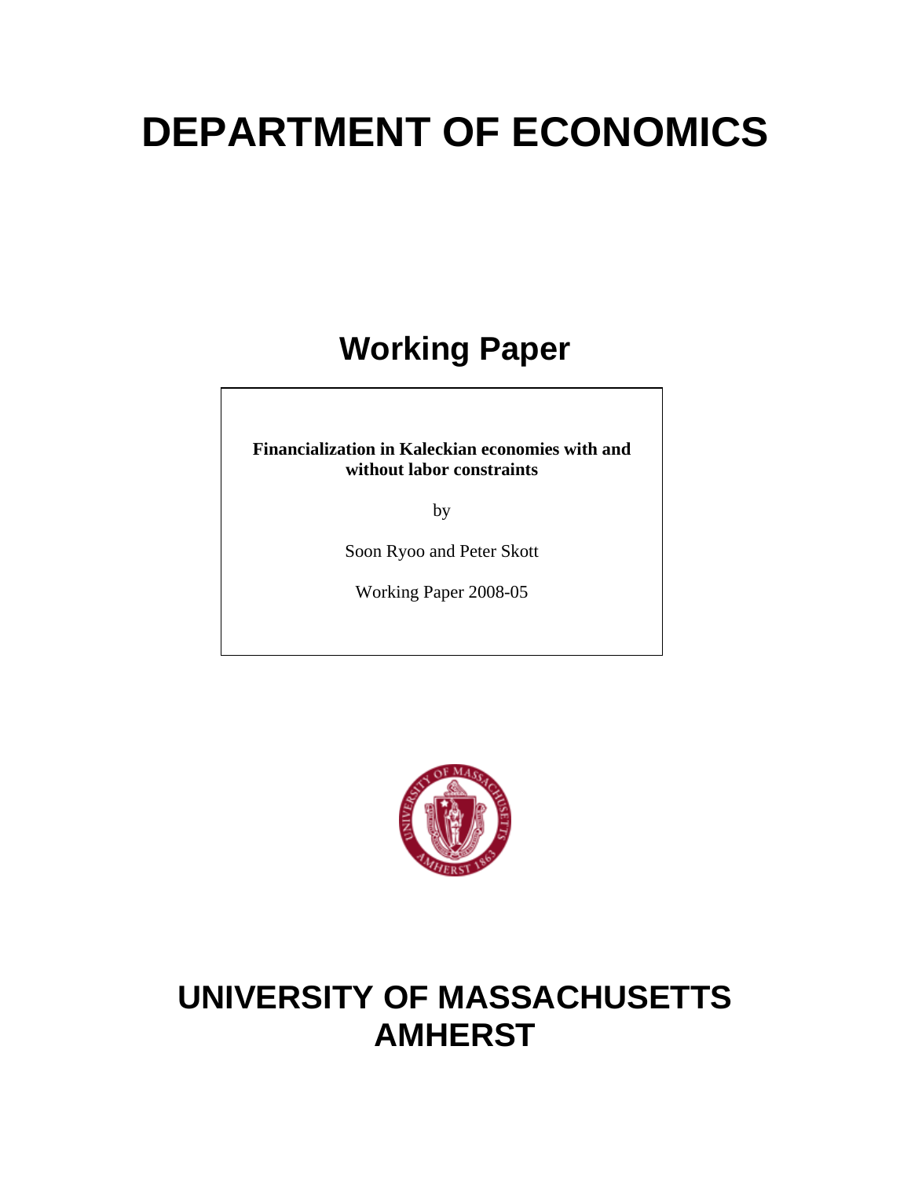# DEPARTMENT OF ECONOMICS

## Working Paper

**Financialization in Kaleckian economies with and without labor constraints**

by

Soon Ryoo and Peter Skott

Working Paper 2008-05

# UNIVERSITY OF MASSACHUSETTS AMHERST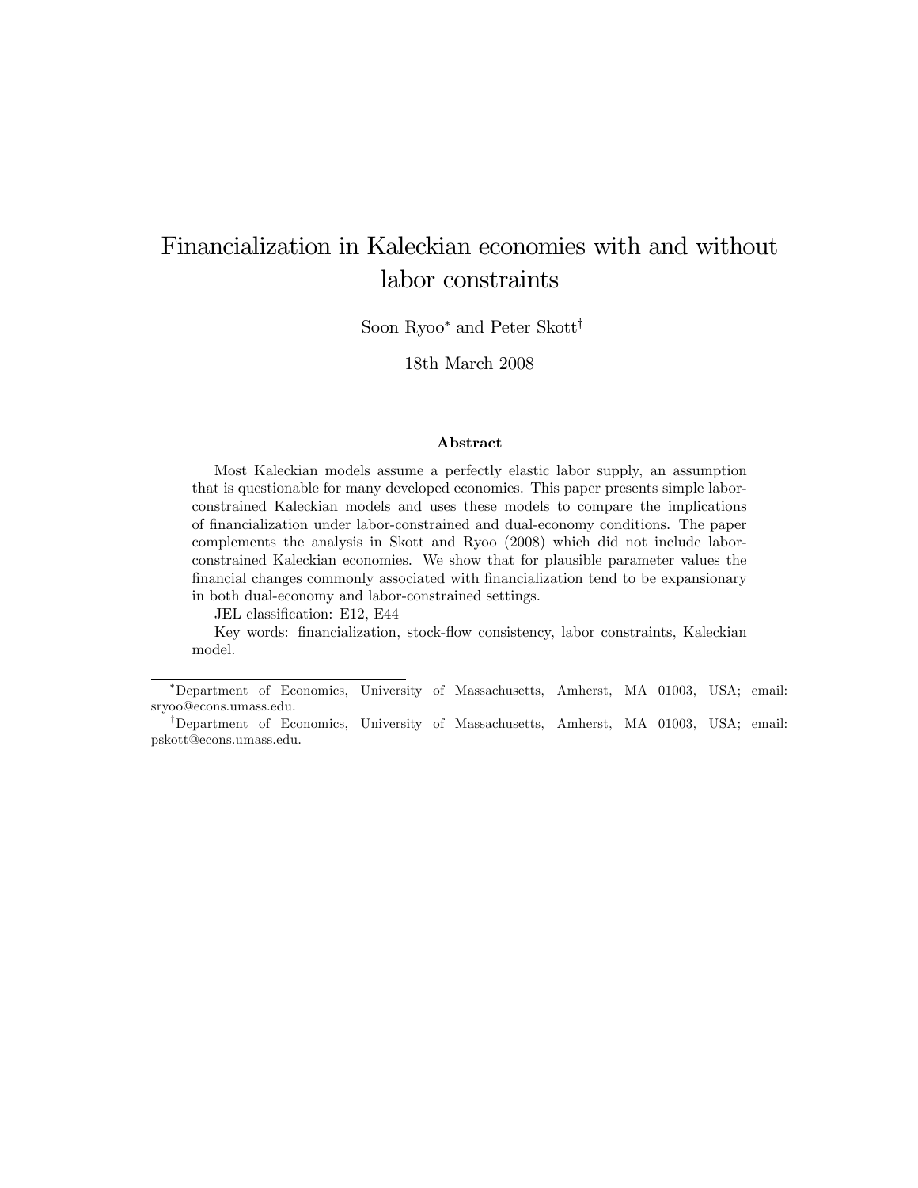# Financialization in Kaleckian economies with and without labor constraints

Soon Ryoo[*] and Peter Skott[†]

18th March 2008

### Abstract

Most Kaleckian models assume a perfectly elastic labor supply, an assumption that is questionable for many developed economies. This paper presents simple labor-constrained Kaleckian models and uses these models to compare the implications of financialization under labor-constrained and dual-economy conditions. The paper complements the analysis in Skott and Ryoo (2008) which did not include labor-constrained Kaleckian economies. We show that for plausible parameter values the financial changes commonly associated with financialization tend to be expansionary in both dual-economy and labor-constrained settings.

JEL classification: E12, E44

Key words: financialization, stock-flow consistency, labor constraints, Kaleckian model.

---

[*] Department of Economics, University of Massachusetts, Amherst, MA 01003, USA; email: sryoo@econs.umass.edu.

[†] Department of Economics, University of Massachusetts, Amherst, MA 01003, USA; email: pskott@econs.umass.edu.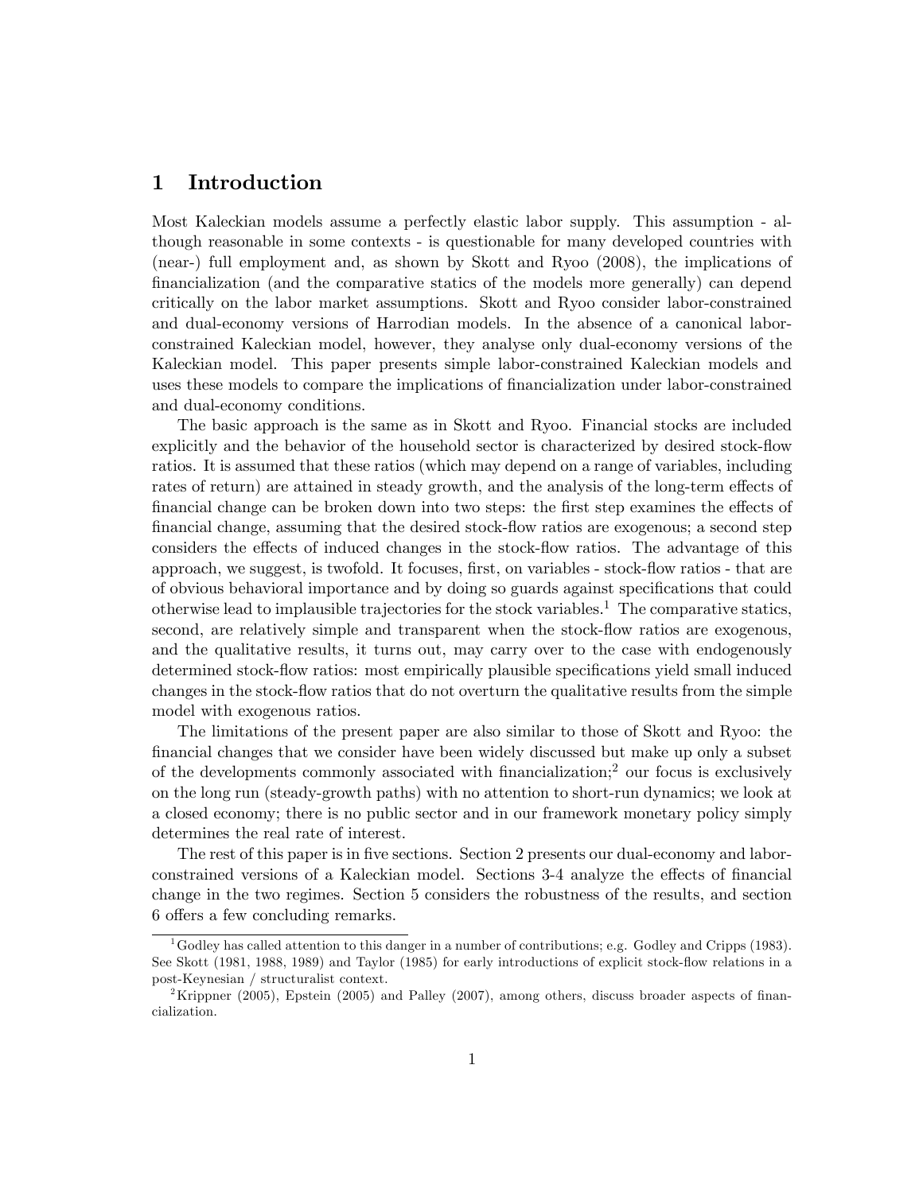# 1 Introduction

Most Kaleckian models assume a perfectly elastic labor supply. This assumption - although reasonable in some contexts - is questionable for many developed countries with (near-) full employment and, as shown by Skott and Ryoo (2008), the implications of financialization (and the comparative statics of the models more generally) can depend critically on the labor market assumptions. Skott and Ryoo consider labor-constrained and dual-economy versions of Harrodian models. In the absence of a canonical labor-constrained Kaleckian model, however, they analyse only dual-economy versions of the Kaleckian model. This paper presents simple labor-constrained Kaleckian models and uses these models to compare the implications of financialization under labor-constrained and dual-economy conditions.

The basic approach is the same as in Skott and Ryoo. Financial stocks are included explicitly and the behavior of the household sector is characterized by desired stock-flow ratios. It is assumed that these ratios (which may depend on a range of variables, including rates of return) are attained in steady growth, and the analysis of the long-term effects of financial change can be broken down into two steps: the first step examines the effects of financial change, assuming that the desired stock-flow ratios are exogenous; a second step considers the effects of induced changes in the stock-flow ratios. The advantage of this approach, we suggest, is twofold. It focuses, first, on variables - stock-flow ratios - that are of obvious behavioral importance and by doing so guards against specifications that could otherwise lead to implausible trajectories for the stock variables.[1] The comparative statics, second, are relatively simple and transparent when the stock-flow ratios are exogenous, and the qualitative results, it turns out, may carry over to the case with endogenously determined stock-flow ratios: most empirically plausible specifications yield small induced changes in the stock-flow ratios that do not overturn the qualitative results from the simple model with exogenous ratios.

The limitations of the present paper are also similar to those of Skott and Ryoo: the financial changes that we consider have been widely discussed but make up only a subset of the developments commonly associated with financialization;[2] our focus is exclusively on the long run (steady-growth paths) with no attention to short-run dynamics; we look at a closed economy; there is no public sector and in our framework monetary policy simply determines the real rate of interest.

The rest of this paper is in five sections. Section 2 presents our dual-economy and labor-constrained versions of a Kaleckian model. Sections 3-4 analyze the effects of financial change in the two regimes. Section 5 considers the robustness of the results, and section 6 offers a few concluding remarks.

---

[1] Godley has called attention to this danger in a number of contributions; e.g. Godley and Cripps (1983). See Skott (1981, 1988, 1989) and Taylor (1985) for early introductions of explicit stock-flow relations in a post-Keynesian / structuralist context.

[2] Krippner (2005), Epstein (2005) and Palley (2007), among others, discuss broader aspects of financialization.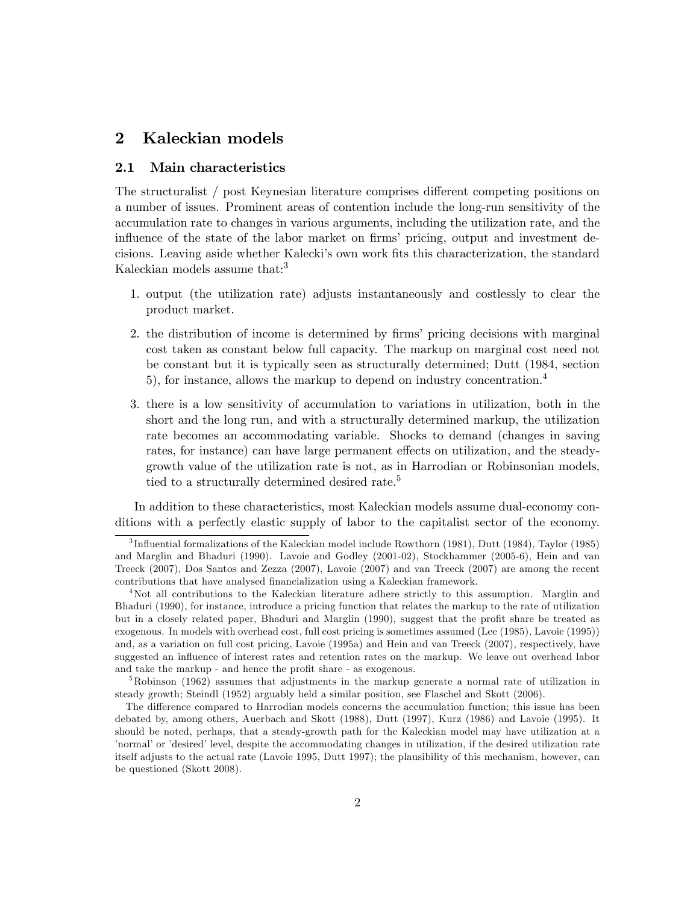## 2 Kaleckian models

### 2.1 Main characteristics

The structuralist / post Keynesian literature comprises different competing positions on a number of issues. Prominent areas of contention include the long-run sensitivity of the accumulation rate to changes in various arguments, including the utilization rate, and the influence of the state of the labor market on firms' pricing, output and investment decisions. Leaving aside whether Kalecki's own work fits this characterization, the standard Kaleckian models assume that:[3]

1. output (the utilization rate) adjusts instantaneously and costlessly to clear the product market.
2. the distribution of income is determined by firms' pricing decisions with marginal cost taken as constant below full capacity. The markup on marginal cost need not be constant but it is typically seen as structurally determined; Dutt (1984, section 5), for instance, allows the markup to depend on industry concentration.[4]
3. there is a low sensitivity of accumulation to variations in utilization, both in the short and the long run, and with a structurally determined markup, the utilization rate becomes an accommodating variable. Shocks to demand (changes in saving rates, for instance) can have large permanent effects on utilization, and the steady-growth value of the utilization rate is not, as in Harrodian or Robinsonian models, tied to a structurally determined desired rate.[5]

In addition to these characteristics, most Kaleckian models assume dual-economy conditions with a perfectly elastic supply of labor to the capitalist sector of the economy.

[3] Influential formalizations of the Kaleckian model include Rowthorn (1981), Dutt (1984), Taylor (1985) and Marglin and Bhaduri (1990). Lavoie and Godley (2001-02), Stockhammer (2005-6), Hein and van Treeck (2007), Dos Santos and Zezza (2007), Lavoie (2007) and van Treeck (2007) are among the recent contributions that have analysed financialization using a Kaleckian framework.

[4] Not all contributions to the Kaleckian literature adhere strictly to this assumption. Marglin and Bhaduri (1990), for instance, introduce a pricing function that relates the markup to the rate of utilization but in a closely related paper, Bhaduri and Marglin (1990), suggest that the profit share be treated as exogenous. In models with overhead cost, full cost pricing is sometimes assumed (Lee (1985), Lavoie (1995)) and, as a variation on full cost pricing, Lavoie (1995a) and Hein and van Treeck (2007), respectively, have suggested an influence of interest rates and retention rates on the markup. We leave out overhead labor and take the markup - and hence the profit share - as exogenous.

[5] Robinson (1962) assumes that adjustments in the markup generate a normal rate of utilization in steady growth; Steindl (1952) arguably held a similar position, see Flaschel and Skott (2006).

The difference compared to Harrodian models concerns the accumulation function; this issue has been debated by, among others, Auerbach and Skott (1988), Dutt (1997), Kurz (1986) and Lavoie (1995). It should be noted, perhaps, that a steady-growth path for the Kaleckian model may have utilization at a 'normal' or 'desired' level, despite the accommodating changes in utilization, if the desired utilization rate itself adjusts to the actual rate (Lavoie 1995, Dutt 1997); the plausibility of this mechanism, however, can be questioned (Skott 2008).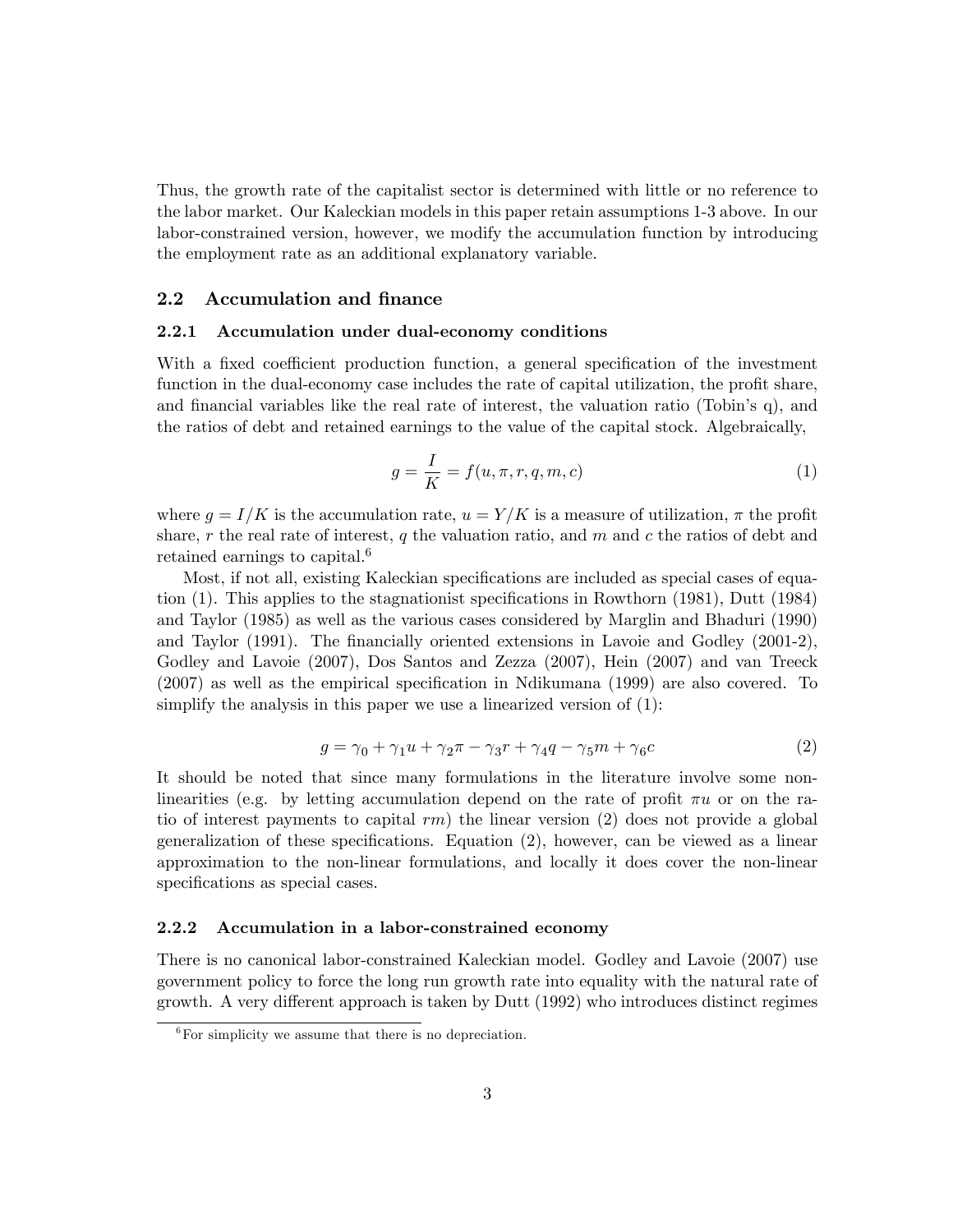Thus, the growth rate of the capitalist sector is determined with little or no reference to the labor market. Our Kaleckian models in this paper retain assumptions 1-3 above. In our labor-constrained version, however, we modify the accumulation function by introducing the employment rate as an additional explanatory variable.

## 2.2 Accumulation and finance

### 2.2.1 Accumulation under dual-economy conditions

With a fixed coefficient production function, a general specification of the investment function in the dual-economy case includes the rate of capital utilization, the profit share, and financial variables like the real rate of interest, the valuation ratio (Tobin's q), and the ratios of debt and retained earnings to the value of the capital stock. Algebraically,

$$g = \frac{I}{K} = f(u, \pi, r, q, m, c) \tag{1}$$

where $g = I/K$ is the accumulation rate, $u = Y/K$ is a measure of utilization, $\pi$ the profit share, $r$ the real rate of interest, $q$ the valuation ratio, and $m$ and $c$ the ratios of debt and retained earnings to capital.[6]

Most, if not all, existing Kaleckian specifications are included as special cases of equation (1). This applies to the stagnationist specifications in Rowthorn (1981), Dutt (1984) and Taylor (1985) as well as the various cases considered by Marglin and Bhaduri (1990) and Taylor (1991). The financially oriented extensions in Lavoie and Godley (2001-2), Godley and Lavoie (2007), Dos Santos and Zezza (2007), Hein (2007) and van Treeck (2007) as well as the empirical specification in Ndikumana (1999) are also covered. To simplify the analysis in this paper we use a linearized version of (1):

$$g = \gamma_0 + \gamma_1 u + \gamma_2 \pi - \gamma_3 r + \gamma_4 q - \gamma_5 m + \gamma_6 c \tag{2}$$

It should be noted that since many formulations in the literature involve some non-linearities (e.g. by letting accumulation depend on the rate of profit $\pi u$ or on the ratio of interest payments to capital $rm$) the linear version (2) does not provide a global generalization of these specifications. Equation (2), however, can be viewed as a linear approximation to the non-linear formulations, and locally it does cover the non-linear specifications as special cases.

### 2.2.2 Accumulation in a labor-constrained economy

There is no canonical labor-constrained Kaleckian model. Godley and Lavoie (2007) use government policy to force the long run growth rate into equality with the natural rate of growth. A very different approach is taken by Dutt (1992) who introduces distinct regimes

[6] For simplicity we assume that there is no depreciation.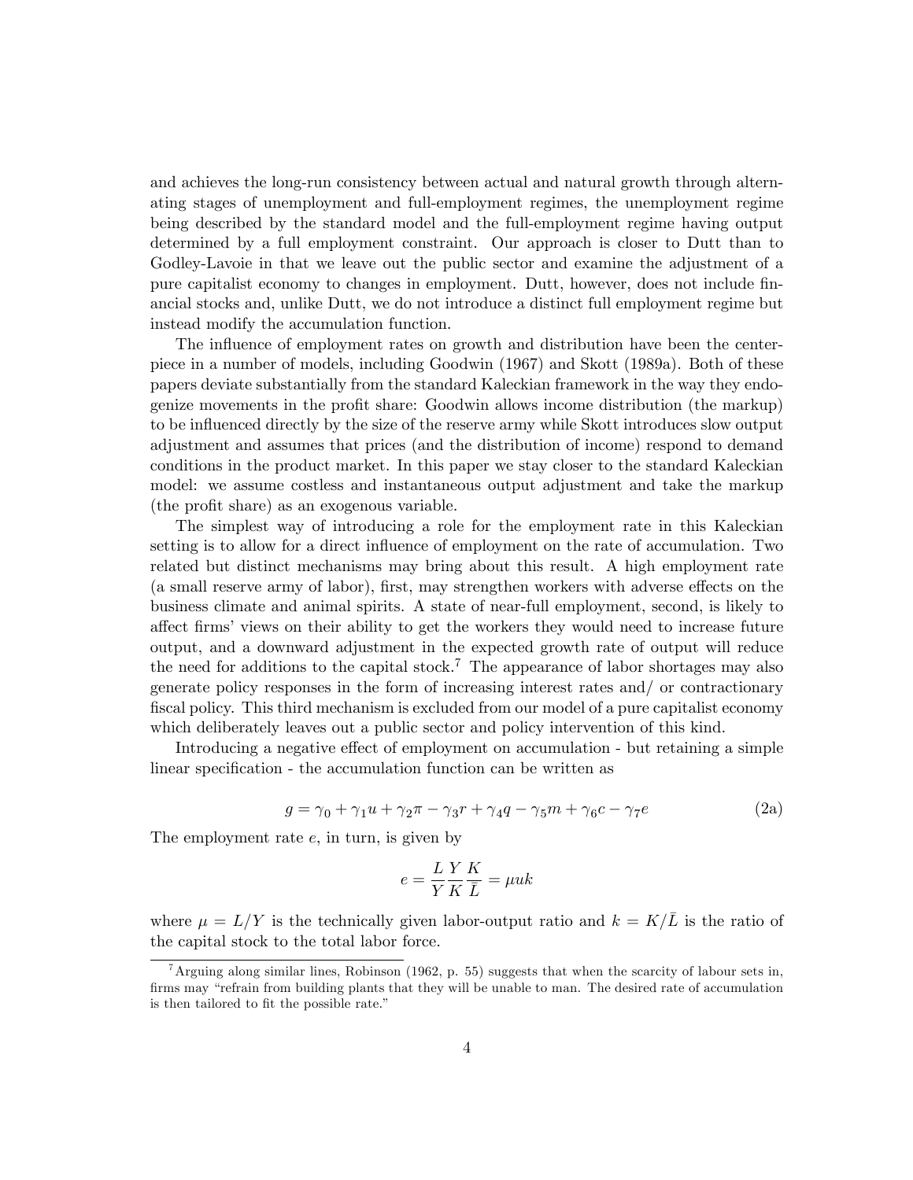and achieves the long-run consistency between actual and natural growth through alternating stages of unemployment and full-employment regimes, the unemployment regime being described by the standard model and the full-employment regime having output determined by a full employment constraint. Our approach is closer to Dutt than to Godley-Lavoie in that we leave out the public sector and examine the adjustment of a pure capitalist economy to changes in employment. Dutt, however, does not include financial stocks and, unlike Dutt, we do not introduce a distinct full employment regime but instead modify the accumulation function.

The influence of employment rates on growth and distribution have been the centerpiece in a number of models, including Goodwin (1967) and Skott (1989a). Both of these papers deviate substantially from the standard Kaleckian framework in the way they endogenize movements in the profit share: Goodwin allows income distribution (the markup) to be influenced directly by the size of the reserve army while Skott introduces slow output adjustment and assumes that prices (and the distribution of income) respond to demand conditions in the product market. In this paper we stay closer to the standard Kaleckian model: we assume costless and instantaneous output adjustment and take the markup (the profit share) as an exogenous variable.

The simplest way of introducing a role for the employment rate in this Kaleckian setting is to allow for a direct influence of employment on the rate of accumulation. Two related but distinct mechanisms may bring about this result. A high employment rate (a small reserve army of labor), first, may strengthen workers with adverse effects on the business climate and animal spirits. A state of near-full employment, second, is likely to affect firms' views on their ability to get the workers they would need to increase future output, and a downward adjustment in the expected growth rate of output will reduce the need for additions to the capital stock.[7] The appearance of labor shortages may also generate policy responses in the form of increasing interest rates and/ or contractionary fiscal policy. This third mechanism is excluded from our model of a pure capitalist economy which deliberately leaves out a public sector and policy intervention of this kind.

Introducing a negative effect of employment on accumulation - but retaining a simple linear specification - the accumulation function can be written as

$$g = \gamma_0 + \gamma_1 u + \gamma_2 \pi - \gamma_3 r + \gamma_4 q - \gamma_5 m + \gamma_6 c - \gamma_7 e \tag{2a}$$

The employment rate $e$, in turn, is given by

$$e = \frac{L}{Y}\frac{Y}{K}\frac{K}{\bar{L}} = \mu u k$$

where $\mu = L/Y$ is the technically given labor-output ratio and $k = K/\bar{L}$ is the ratio of the capital stock to the total labor force.

[7] Arguing along similar lines, Robinson (1962, p. 55) suggests that when the scarcity of labour sets in, firms may "refrain from building plants that they will be unable to man. The desired rate of accumulation is then tailored to fit the possible rate."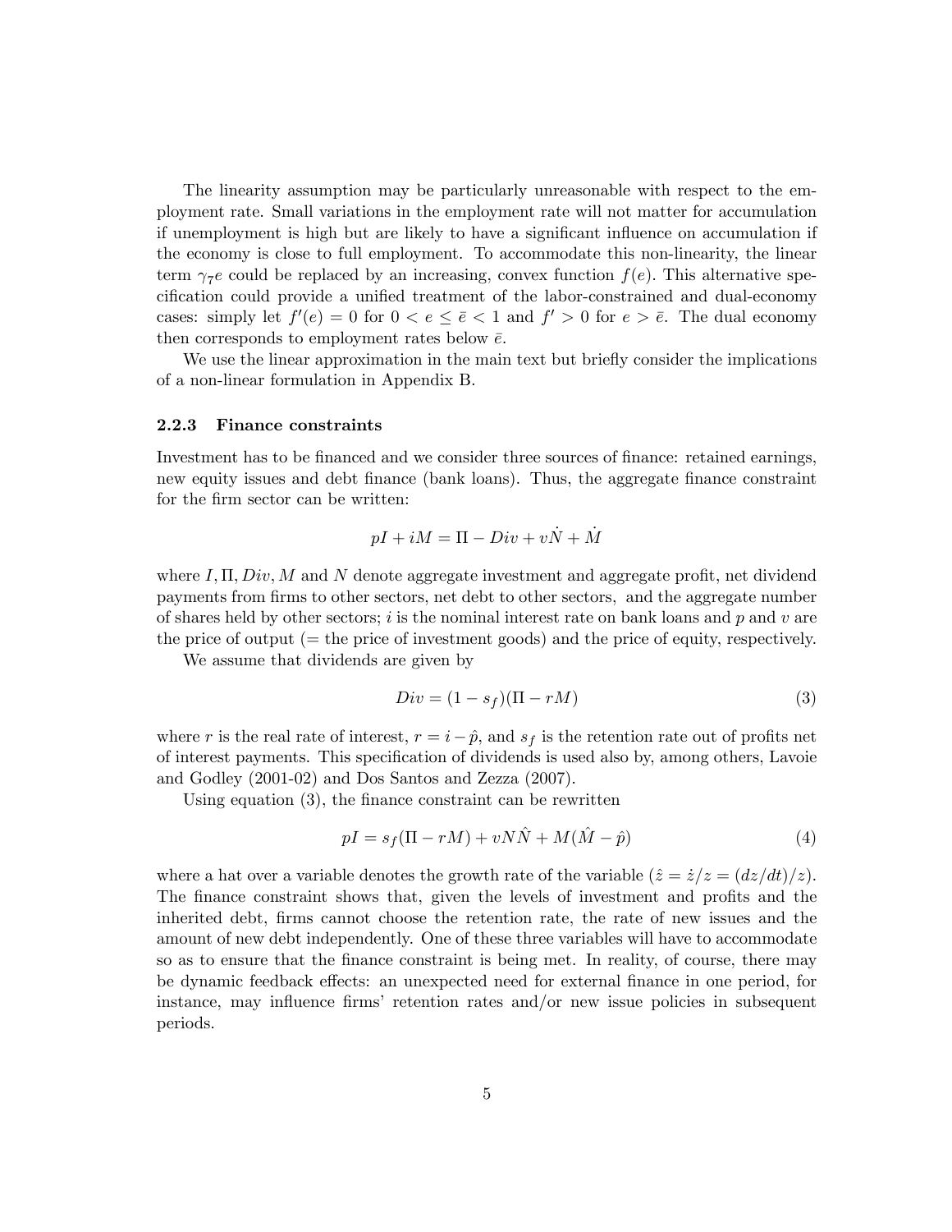The linearity assumption may be particularly unreasonable with respect to the employment rate. Small variations in the employment rate will not matter for accumulation if unemployment is high but are likely to have a significant influence on accumulation if the economy is close to full employment. To accommodate this non-linearity, the linear term $\gamma_7 e$ could be replaced by an increasing, convex function $f(e)$. This alternative specification could provide a unified treatment of the labor-constrained and dual-economy cases: simply let $f'(e) = 0$ for $0 < e \leq \bar{e} < 1$ and $f' > 0$ for $e > \bar{e}$. The dual economy then corresponds to employment rates below $\bar{e}$.

We use the linear approximation in the main text but briefly consider the implications of a non-linear formulation in Appendix B.

### 2.2.3 Finance constraints

Investment has to be financed and we consider three sources of finance: retained earnings, new equity issues and debt finance (bank loans). Thus, the aggregate finance constraint for the firm sector can be written:

$$pI + iM = \Pi - Div + v\dot{N} + \dot{M}$$

where $I, \Pi, Div, M$ and $N$ denote aggregate investment and aggregate profit, net dividend payments from firms to other sectors, net debt to other sectors, and the aggregate number of shares held by other sectors; $i$ is the nominal interest rate on bank loans and $p$ and $v$ are the price of output (= the price of investment goods) and the price of equity, respectively.

We assume that dividends are given by

$$Div = (1 - s_f)(\Pi - rM) \tag{3}$$

where $r$ is the real rate of interest, $r = i - \hat{p}$, and $s_f$ is the retention rate out of profits net of interest payments. This specification of dividends is used also by, among others, Lavoie and Godley (2001-02) and Dos Santos and Zezza (2007).

Using equation (3), the finance constraint can be rewritten

$$pI = s_f(\Pi - rM) + vN\hat{N} + M(\hat{M} - \hat{p}) \tag{4}$$

where a hat over a variable denotes the growth rate of the variable ($\hat{z} = \dot{z}/z = (dz/dt)/z$). The finance constraint shows that, given the levels of investment and profits and the inherited debt, firms cannot choose the retention rate, the rate of new issues and the amount of new debt independently. One of these three variables will have to accommodate so as to ensure that the finance constraint is being met. In reality, of course, there may be dynamic feedback effects: an unexpected need for external finance in one period, for instance, may influence firms' retention rates and/or new issue policies in subsequent periods.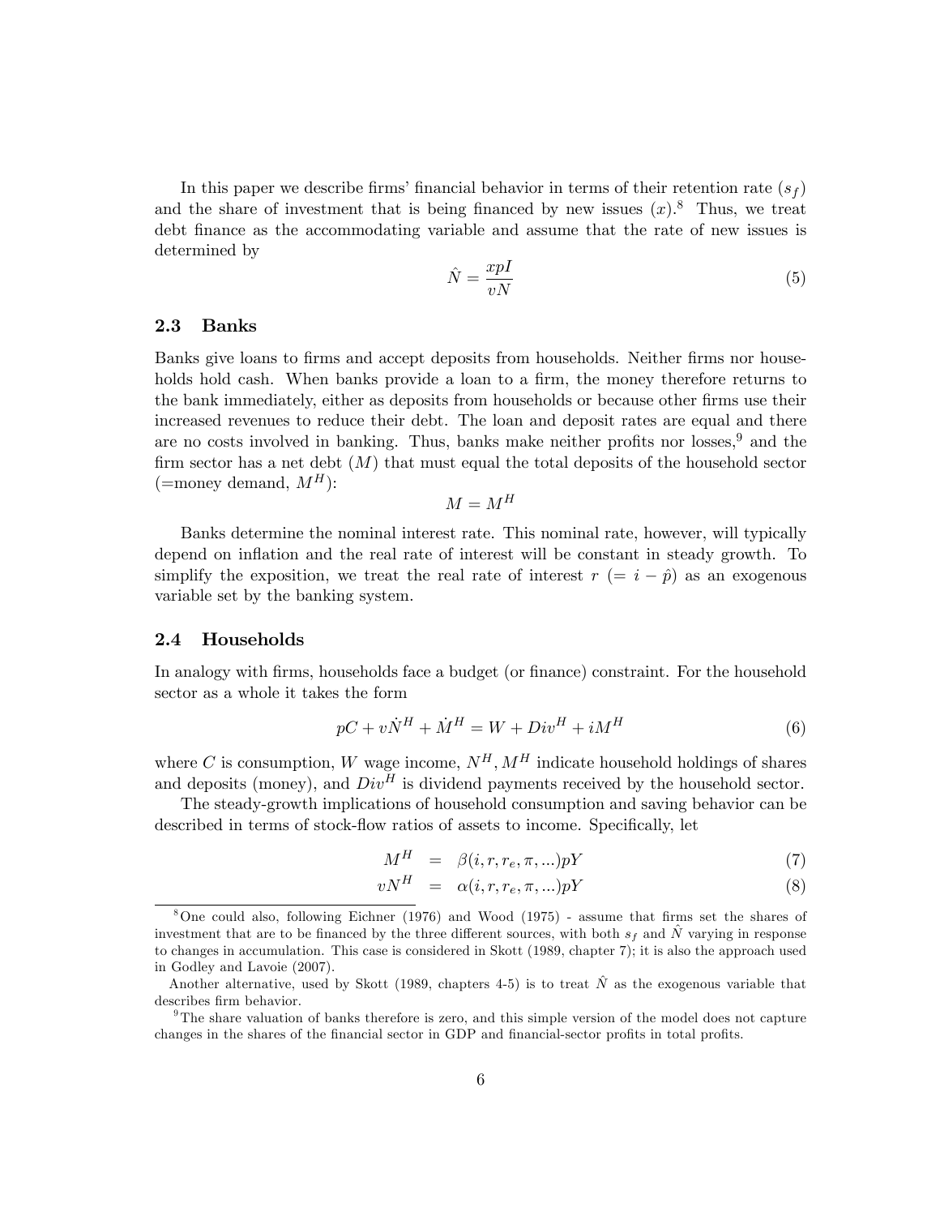In this paper we describe firms' financial behavior in terms of their retention rate ($s_f$) and the share of investment that is being financed by new issues ($x$).[8] Thus, we treat debt finance as the accommodating variable and assume that the rate of new issues is determined by

$$\hat{N} = \frac{xpI}{vN} \tag{5}$$

### 2.3 Banks

Banks give loans to firms and accept deposits from households. Neither firms nor households hold cash. When banks provide a loan to a firm, the money therefore returns to the bank immediately, either as deposits from households or because other firms use their increased revenues to reduce their debt. The loan and deposit rates are equal and there are no costs involved in banking. Thus, banks make neither profits nor losses,[9] and the firm sector has a net debt ($M$) that must equal the total deposits of the household sector (=money demand, $M^H$):

$$M = M^H$$

Banks determine the nominal interest rate. This nominal rate, however, will typically depend on inflation and the real rate of interest will be constant in steady growth. To simplify the exposition, we treat the real rate of interest $r$ ($= i - \hat{p}$) as an exogenous variable set by the banking system.

### 2.4 Households

In analogy with firms, households face a budget (or finance) constraint. For the household sector as a whole it takes the form

$$pC + v\dot{N}^H + \dot{M}^H = W + Div^H + iM^H \tag{6}$$

where $C$ is consumption, $W$ wage income, $N^H, M^H$ indicate household holdings of shares and deposits (money), and $Div^H$ is dividend payments received by the household sector.

The steady-growth implications of household consumption and saving behavior can be described in terms of stock-flow ratios of assets to income. Specifically, let

$$M^H = \beta(i, r, r_e, \pi, ...)pY \tag{7}$$

$$vN^H = \alpha(i, r, r_e, \pi, ...)pY \tag{8}$$

[8] One could also, following Eichner (1976) and Wood (1975) - assume that firms set the shares of investment that are to be financed by the three different sources, with both $s_f$ and $\hat{N}$ varying in response to changes in accumulation. This case is considered in Skott (1989, chapter 7); it is also the approach used in Godley and Lavoie (2007).

Another alternative, used by Skott (1989, chapters 4-5) is to treat $\hat{N}$ as the exogenous variable that describes firm behavior.

[9] The share valuation of banks therefore is zero, and this simple version of the model does not capture changes in the shares of the financial sector in GDP and financial-sector profits in total profits.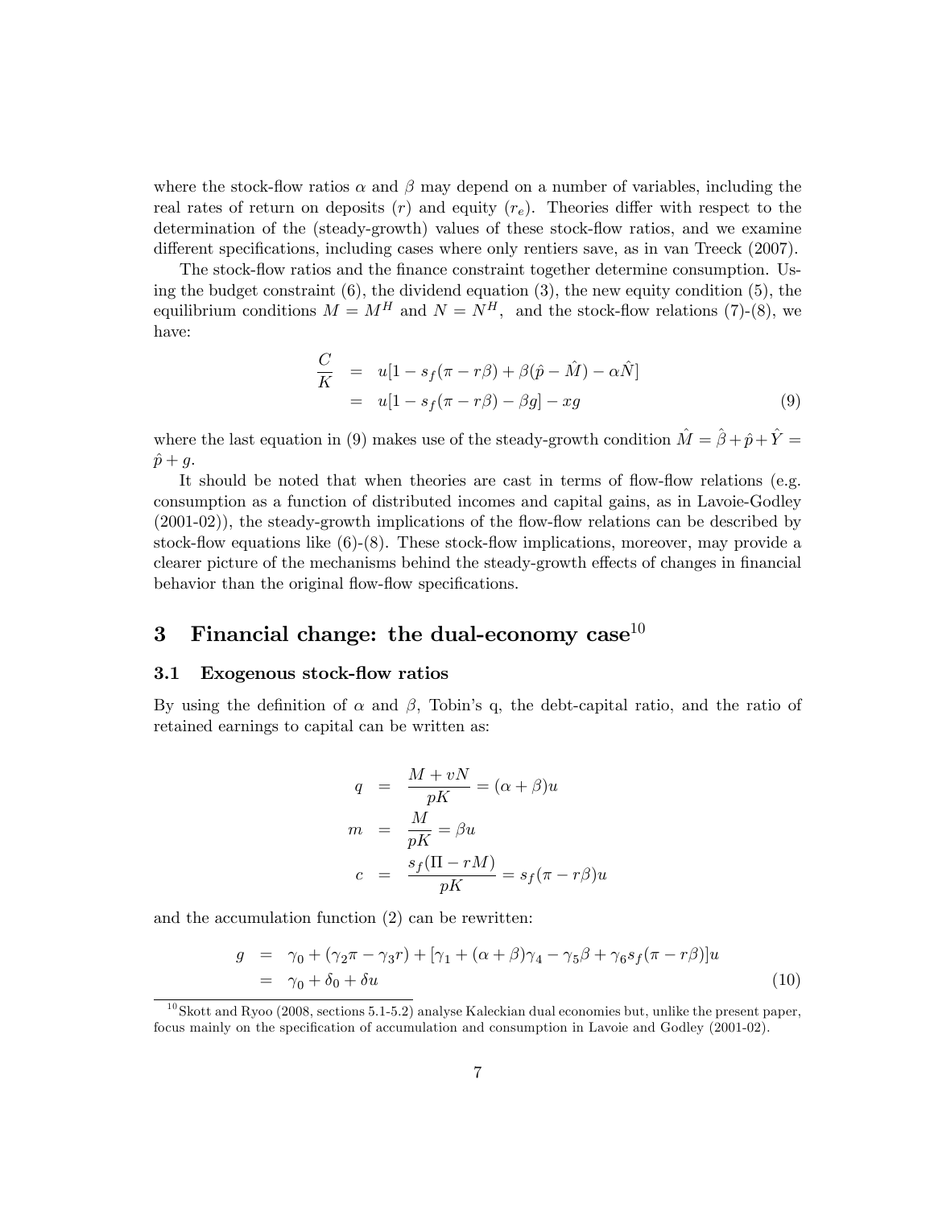where the stock-flow ratios $\alpha$ and $\beta$ may depend on a number of variables, including the real rates of return on deposits ($r$) and equity ($r_e$). Theories differ with respect to the determination of the (steady-growth) values of these stock-flow ratios, and we examine different specifications, including cases where only rentiers save, as in van Treeck (2007).

The stock-flow ratios and the finance constraint together determine consumption. Using the budget constraint (6), the dividend equation (3), the new equity condition (5), the equilibrium conditions $M = M^H$ and $N = N^H$, and the stock-flow relations (7)-(8), we have:

$$
\begin{aligned}
\frac{C}{K} &= u[1 - s_f(\pi - r\beta) + \beta(\hat{p} - \hat{M}) - \alpha\hat{N}] \\
&= u[1 - s_f(\pi - r\beta) - \beta g] - xg \qquad (9)
\end{aligned}
$$

where the last equation in (9) makes use of the steady-growth condition $\hat{M} = \hat{\beta} + \hat{p} + \hat{Y} = \hat{p} + g$.

It should be noted that when theories are cast in terms of flow-flow relations (e.g. consumption as a function of distributed incomes and capital gains, as in Lavoie-Godley (2001-02)), the steady-growth implications of the flow-flow relations can be described by stock-flow equations like (6)-(8). These stock-flow implications, moreover, may provide a clearer picture of the mechanisms behind the steady-growth effects of changes in financial behavior than the original flow-flow specifications.

## 3 Financial change: the dual-economy case[10]

### 3.1 Exogenous stock-flow ratios

By using the definition of $\alpha$ and $\beta$, Tobin's q, the debt-capital ratio, and the ratio of retained earnings to capital can be written as:

$$
\begin{aligned}
q &= \frac{M + vN}{pK} = (\alpha + \beta)u \\
m &= \frac{M}{pK} = \beta u \\
c &= \frac{s_f(\Pi - rM)}{pK} = s_f(\pi - r\beta)u
\end{aligned}
$$

and the accumulation function (2) can be rewritten:

$$
\begin{aligned}
g &= \gamma_0 + (\gamma_2\pi - \gamma_3 r) + [\gamma_1 + (\alpha + \beta)\gamma_4 - \gamma_5\beta + \gamma_6 s_f(\pi - r\beta)]u \\
&= \gamma_0 + \delta_0 + \delta u \qquad (10)
\end{aligned}
$$

[10] Skott and Ryoo (2008, sections 5.1-5.2) analyse Kaleckian dual economies but, unlike the present paper, focus mainly on the specification of accumulation and consumption in Lavoie and Godley (2001-02).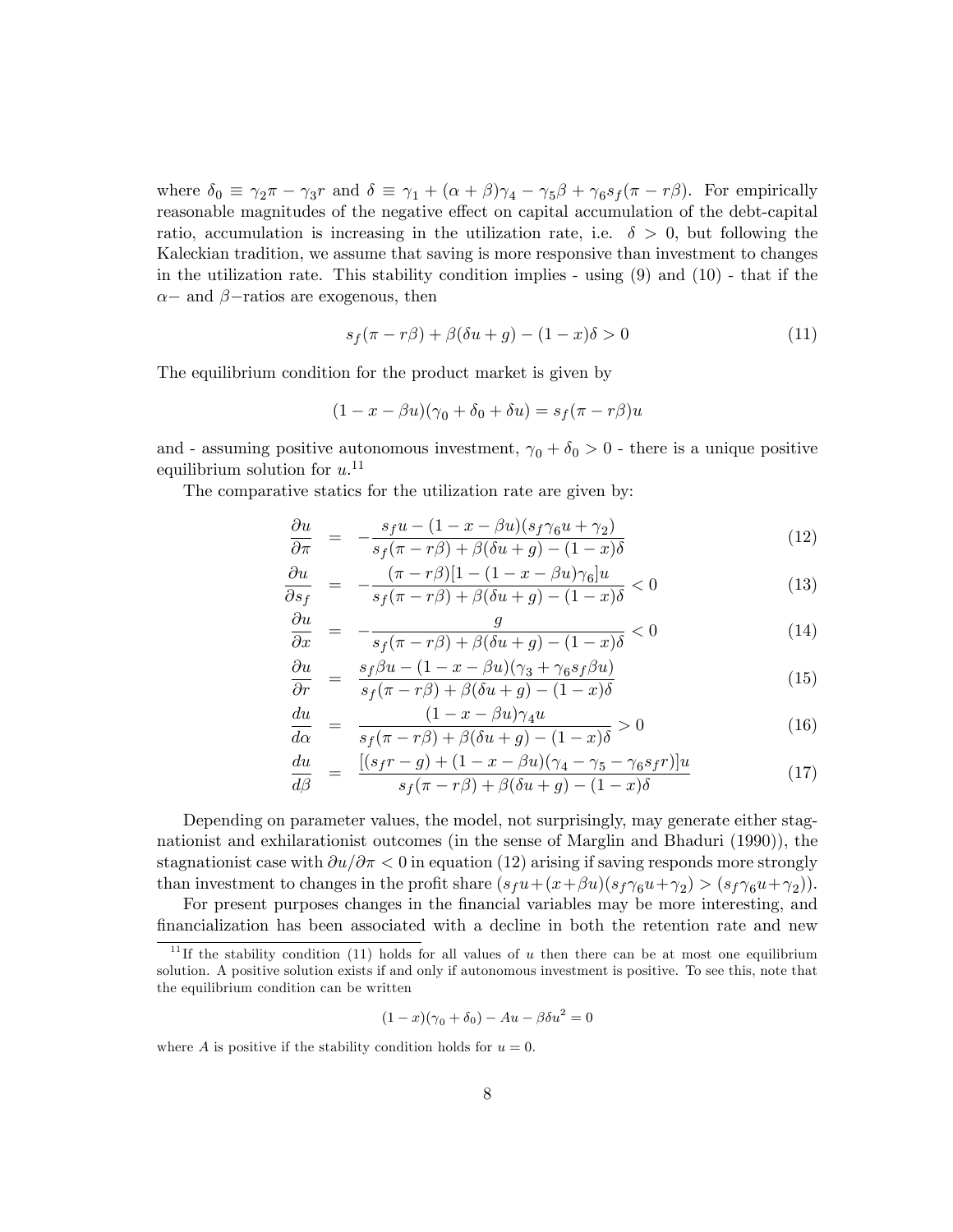where $\delta_0 \equiv \gamma_2 \pi - \gamma_3 r$ and $\delta \equiv \gamma_1 + (\alpha + \beta)\gamma_4 - \gamma_5 \beta + \gamma_6 s_f(\pi - r\beta)$. For empirically reasonable magnitudes of the negative effect on capital accumulation of the debt-capital ratio, accumulation is increasing in the utilization rate, i.e. $\delta > 0$, but following the Kaleckian tradition, we assume that saving is more responsive than investment to changes in the utilization rate. This stability condition implies - using (9) and (10) - that if the $\alpha-$ and $\beta-$ratios are exogenous, then

$$s_f(\pi - r\beta) + \beta(\delta u + g) - (1 - x)\delta > 0 \tag{11}$$

The equilibrium condition for the product market is given by

$$(1 - x - \beta u)(\gamma_0 + \delta_0 + \delta u) = s_f(\pi - r\beta)u$$

and - assuming positive autonomous investment, $\gamma_0 + \delta_0 > 0$ - there is a unique positive equilibrium solution for $u$.[11]

The comparative statics for the utilization rate are given by:

$$\frac{\partial u}{\partial \pi} = -\frac{s_f u - (1 - x - \beta u)(s_f \gamma_6 u + \gamma_2)}{s_f(\pi - r\beta) + \beta(\delta u + g) - (1 - x)\delta} \tag{12}$$

$$\frac{\partial u}{\partial s_f} = -\frac{(\pi - r\beta)[1 - (1 - x - \beta u)\gamma_6]u}{s_f(\pi - r\beta) + \beta(\delta u + g) - (1 - x)\delta} < 0 \tag{13}$$

$$\frac{\partial u}{\partial x} = -\frac{g}{s_f(\pi - r\beta) + \beta(\delta u + g) - (1 - x)\delta} < 0 \tag{14}$$

$$\frac{\partial u}{\partial r} = \frac{s_f \beta u - (1 - x - \beta u)(\gamma_3 + \gamma_6 s_f \beta u)}{s_f(\pi - r\beta) + \beta(\delta u + g) - (1 - x)\delta} \tag{15}$$

$$\frac{du}{d\alpha} = \frac{(1 - x - \beta u)\gamma_4 u}{s_f(\pi - r\beta) + \beta(\delta u + g) - (1 - x)\delta} > 0 \tag{16}$$

$$\frac{du}{d\beta} = \frac{[(s_f r - g) + (1 - x - \beta u)(\gamma_4 - \gamma_5 - \gamma_6 s_f r)]u}{s_f(\pi - r\beta) + \beta(\delta u + g) - (1 - x)\delta} \tag{17}$$

Depending on parameter values, the model, not surprisingly, may generate either stagnationist and exhilarationist outcomes (in the sense of Marglin and Bhaduri (1990)), the stagnationist case with $\partial u/\partial \pi < 0$ in equation (12) arising if saving responds more strongly than investment to changes in the profit share $(s_f u + (x + \beta u)(s_f \gamma_6 u + \gamma_2) > (s_f \gamma_6 u + \gamma_2))$.

For present purposes changes in the financial variables may be more interesting, and financialization has been associated with a decline in both the retention rate and new

[11] If the stability condition (11) holds for all values of $u$ then there can be at most one equilibrium solution. A positive solution exists if and only if autonomous investment is positive. To see this, note that the equilibrium condition can be written

$$(1 - x)(\gamma_0 + \delta_0) - Au - \beta\delta u^2 = 0$$

where $A$ is positive if the stability condition holds for $u = 0$.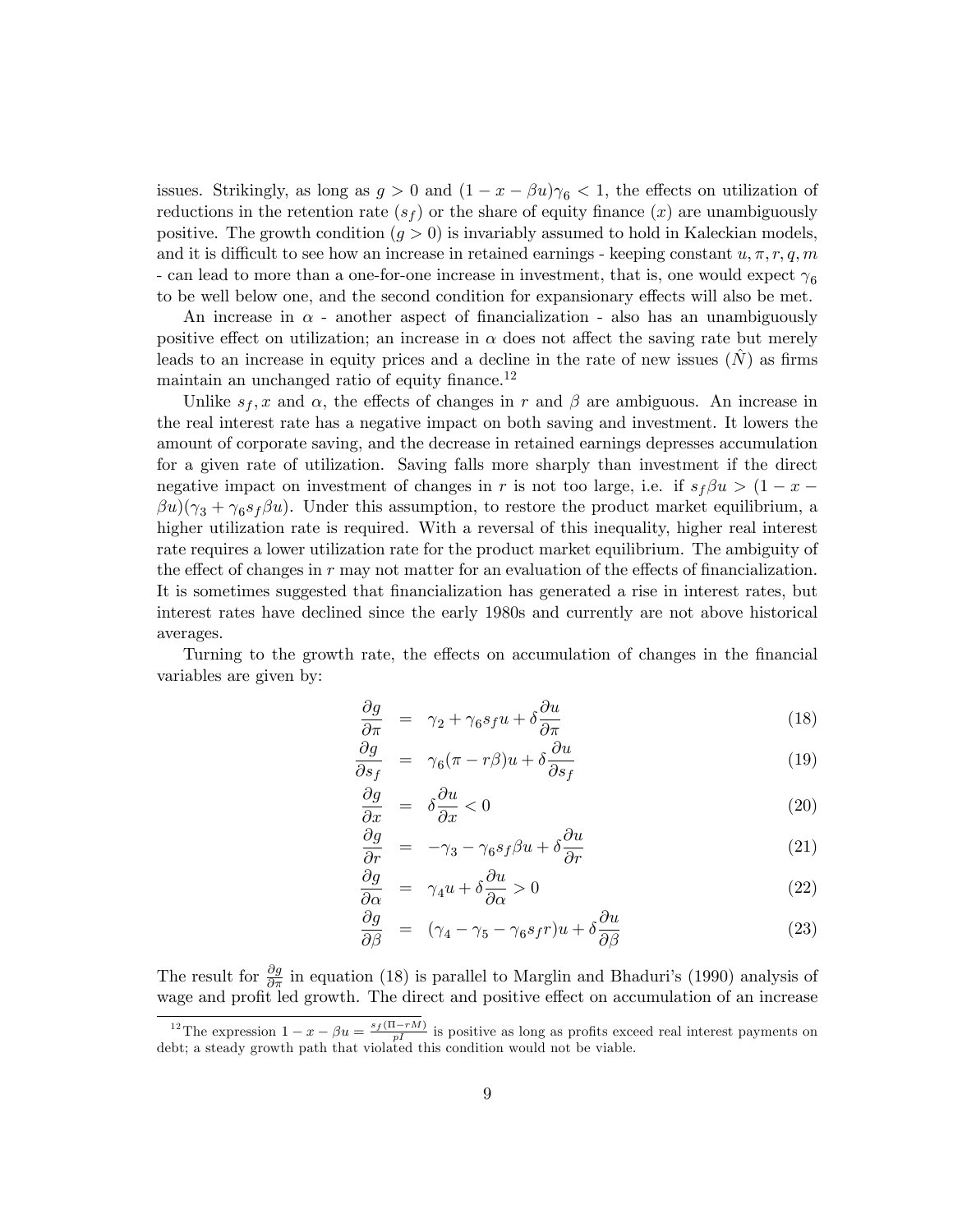issues. Strikingly, as long as $g > 0$ and $(1 - x - \beta u)\gamma_6 < 1$, the effects on utilization of reductions in the retention rate ($s_f$) or the share of equity finance ($x$) are unambiguously positive. The growth condition ($g > 0$) is invariably assumed to hold in Kaleckian models, and it is difficult to see how an increase in retained earnings - keeping constant $u, \pi, r, q, m$ - can lead to more than a one-for-one increase in investment, that is, one would expect $\gamma_6$ to be well below one, and the second condition for expansionary effects will also be met.

An increase in $\alpha$ - another aspect of financialization - also has an unambiguously positive effect on utilization; an increase in $\alpha$ does not affect the saving rate but merely leads to an increase in equity prices and a decline in the rate of new issues ($\hat{N}$) as firms maintain an unchanged ratio of equity finance.[12]

Unlike $s_f, x$ and $\alpha$, the effects of changes in $r$ and $\beta$ are ambiguous. An increase in the real interest rate has a negative impact on both saving and investment. It lowers the amount of corporate saving, and the decrease in retained earnings depresses accumulation for a given rate of utilization. Saving falls more sharply than investment if the direct negative impact on investment of changes in $r$ is not too large, i.e. if $s_f \beta u > (1 - x - \beta u)(\gamma_3 + \gamma_6 s_f \beta u)$. Under this assumption, to restore the product market equilibrium, a higher utilization rate is required. With a reversal of this inequality, higher real interest rate requires a lower utilization rate for the product market equilibrium. The ambiguity of the effect of changes in $r$ may not matter for an evaluation of the effects of financialization. It is sometimes suggested that financialization has generated a rise in interest rates, but interest rates have declined since the early 1980s and currently are not above historical averages.

Turning to the growth rate, the effects on accumulation of changes in the financial variables are given by:

$$\frac{\partial g}{\partial \pi} = \gamma_2 + \gamma_6 s_f u + \delta \frac{\partial u}{\partial \pi} \tag{18}$$

$$\frac{\partial g}{\partial s_f} = \gamma_6 (\pi - r\beta) u + \delta \frac{\partial u}{\partial s_f} \tag{19}$$

$$\frac{\partial g}{\partial x} = \delta \frac{\partial u}{\partial x} < 0 \tag{20}$$

$$\frac{\partial g}{\partial r} = -\gamma_3 - \gamma_6 s_f \beta u + \delta \frac{\partial u}{\partial r} \tag{21}$$

$$\frac{\partial g}{\partial \alpha} = \gamma_4 u + \delta \frac{\partial u}{\partial \alpha} > 0 \tag{22}$$

$$\frac{\partial g}{\partial \beta} = (\gamma_4 - \gamma_5 - \gamma_6 s_f r) u + \delta \frac{\partial u}{\partial \beta} \tag{23}$$

The result for $\frac{\partial g}{\partial \pi}$ in equation (18) is parallel to Marglin and Bhaduri's (1990) analysis of wage and profit led growth. The direct and positive effect on accumulation of an increase

[12] The expression $1 - x - \beta u = \frac{s_f(\Pi - rM)}{pI}$ is positive as long as profits exceed real interest payments on debt; a steady growth path that violated this condition would not be viable.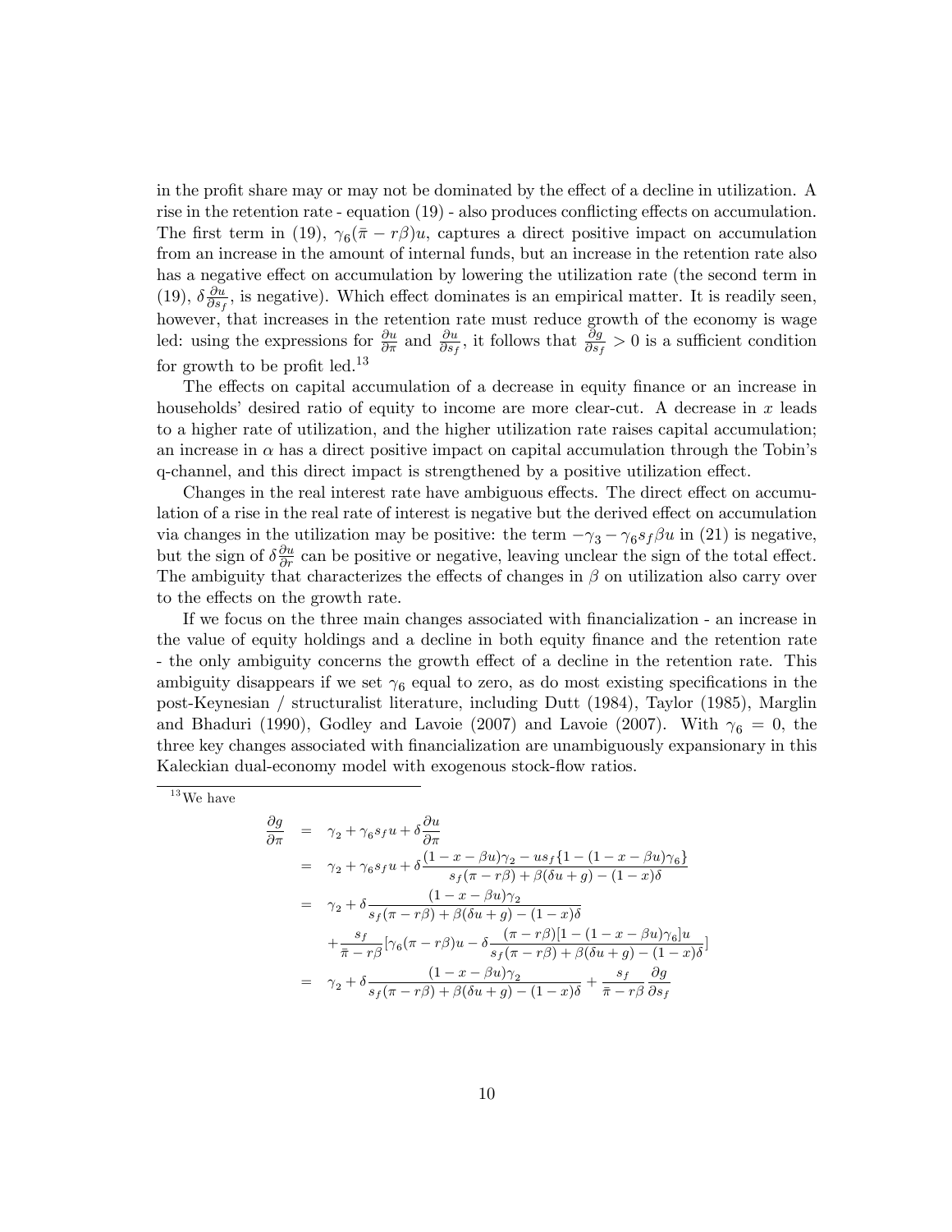in the profit share may or may not be dominated by the effect of a decline in utilization. A rise in the retention rate - equation (19) - also produces conflicting effects on accumulation. The first term in (19), $\gamma_6(\bar{\pi} - r\beta)u$, captures a direct positive impact on accumulation from an increase in the amount of internal funds, but an increase in the retention rate also has a negative effect on accumulation by lowering the utilization rate (the second term in (19), $\delta \frac{\partial u}{\partial s_f}$, is negative). Which effect dominates is an empirical matter. It is readily seen, however, that increases in the retention rate must reduce growth of the economy is wage led: using the expressions for $\frac{\partial u}{\partial \pi}$ and $\frac{\partial u}{\partial s_f}$, it follows that $\frac{\partial g}{\partial s_f} > 0$ is a sufficient condition for growth to be profit led.[13]

The effects on capital accumulation of a decrease in equity finance or an increase in households' desired ratio of equity to income are more clear-cut. A decrease in $x$ leads to a higher rate of utilization, and the higher utilization rate raises capital accumulation; an increase in $\alpha$ has a direct positive impact on capital accumulation through the Tobin's q-channel, and this direct impact is strengthened by a positive utilization effect.

Changes in the real interest rate have ambiguous effects. The direct effect on accumulation of a rise in the real rate of interest is negative but the derived effect on accumulation via changes in the utilization may be positive: the term $-\gamma_3 - \gamma_6 s_f \beta u$ in (21) is negative, but the sign of $\delta \frac{\partial u}{\partial r}$ can be positive or negative, leaving unclear the sign of the total effect. The ambiguity that characterizes the effects of changes in $\beta$ on utilization also carry over to the effects on the growth rate.

If we focus on the three main changes associated with financialization - an increase in the value of equity holdings and a decline in both equity finance and the retention rate - the only ambiguity concerns the growth effect of a decline in the retention rate. This ambiguity disappears if we set $\gamma_6$ equal to zero, as do most existing specifications in the post-Keynesian / structuralist literature, including Dutt (1984), Taylor (1985), Marglin and Bhaduri (1990), Godley and Lavoie (2007) and Lavoie (2007). With $\gamma_6 = 0$, the three key changes associated with financialization are unambiguously expansionary in this Kaleckian dual-economy model with exogenous stock-flow ratios.

---

[13] We have

$$
\begin{aligned}
\frac{\partial g}{\partial \pi} &= \gamma_2 + \gamma_6 s_f u + \delta \frac{\partial u}{\partial \pi} \\
&= \gamma_2 + \gamma_6 s_f u + \delta \frac{(1 - x - \beta u)\gamma_2 - u s_f \{1 - (1 - x - \beta u)\gamma_6\}}{s_f(\pi - r\beta) + \beta(\delta u + g) - (1 - x)\delta} \\
&= \gamma_2 + \delta \frac{(1 - x - \beta u)\gamma_2}{s_f(\pi - r\beta) + \beta(\delta u + g) - (1 - x)\delta} \\
&\quad + \frac{s_f}{\bar{\pi} - r\beta}[\gamma_6(\pi - r\beta)u - \delta \frac{(\pi - r\beta)[1 - (1 - x - \beta u)\gamma_6]u}{s_f(\pi - r\beta) + \beta(\delta u + g) - (1 - x)\delta}] \\
&= \gamma_2 + \delta \frac{(1 - x - \beta u)\gamma_2}{s_f(\pi - r\beta) + \beta(\delta u + g) - (1 - x)\delta} + \frac{s_f}{\bar{\pi} - r\beta} \frac{\partial g}{\partial s_f}
\end{aligned}
$$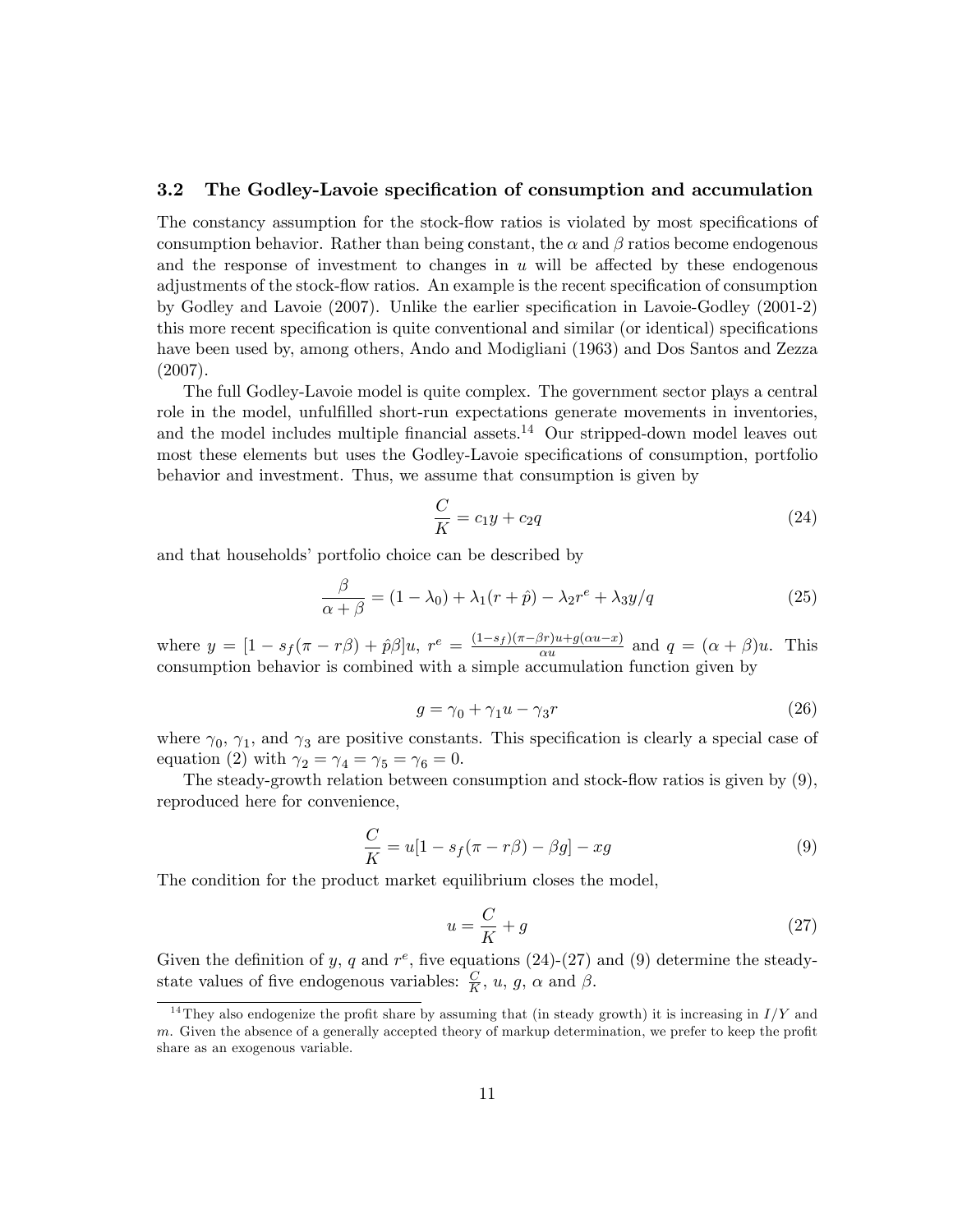### 3.2 The Godley-Lavoie specification of consumption and accumulation

The constancy assumption for the stock-flow ratios is violated by most specifications of consumption behavior. Rather than being constant, the $\alpha$ and $\beta$ ratios become endogenous and the response of investment to changes in $u$ will be affected by these endogenous adjustments of the stock-flow ratios. An example is the recent specification of consumption by Godley and Lavoie (2007). Unlike the earlier specification in Lavoie-Godley (2001-2) this more recent specification is quite conventional and similar (or identical) specifications have been used by, among others, Ando and Modigliani (1963) and Dos Santos and Zezza (2007).

The full Godley-Lavoie model is quite complex. The government sector plays a central role in the model, unfulfilled short-run expectations generate movements in inventories, and the model includes multiple financial assets.[14] Our stripped-down model leaves out most these elements but uses the Godley-Lavoie specifications of consumption, portfolio behavior and investment. Thus, we assume that consumption is given by

$$\frac{C}{K} = c_1 y + c_2 q \tag{24}$$

and that households' portfolio choice can be described by

$$\frac{\beta}{\alpha + \beta} = (1 - \lambda_0) + \lambda_1 (r + \hat{p}) - \lambda_2 r^e + \lambda_3 y/q \tag{25}$$

where $y = [1 - s_f(\pi - r\beta) + \hat{p}\beta]u$, $r^e = \frac{(1-s_f)(\pi - \beta r)u + g(\alpha u - x)}{\alpha u}$ and $q = (\alpha + \beta)u$. This consumption behavior is combined with a simple accumulation function given by

$$g = \gamma_0 + \gamma_1 u - \gamma_3 r \tag{26}$$

where $\gamma_0$, $\gamma_1$, and $\gamma_3$ are positive constants. This specification is clearly a special case of equation (2) with $\gamma_2 = \gamma_4 = \gamma_5 = \gamma_6 = 0$.

The steady-growth relation between consumption and stock-flow ratios is given by (9), reproduced here for convenience,

$$\frac{C}{K} = u[1 - s_f(\pi - r\beta) - \beta g] - xg \tag{9}$$

The condition for the product market equilibrium closes the model,

$$u = \frac{C}{K} + g \tag{27}$$

Given the definition of $y$, $q$ and $r^e$, five equations (24)-(27) and (9) determine the steady-state values of five endogenous variables: $\frac{C}{K}$, $u$, $g$, $\alpha$ and $\beta$.

[14] They also endogenize the profit share by assuming that (in steady growth) it is increasing in $I/Y$ and $m$. Given the absence of a generally accepted theory of markup determination, we prefer to keep the profit share as an exogenous variable.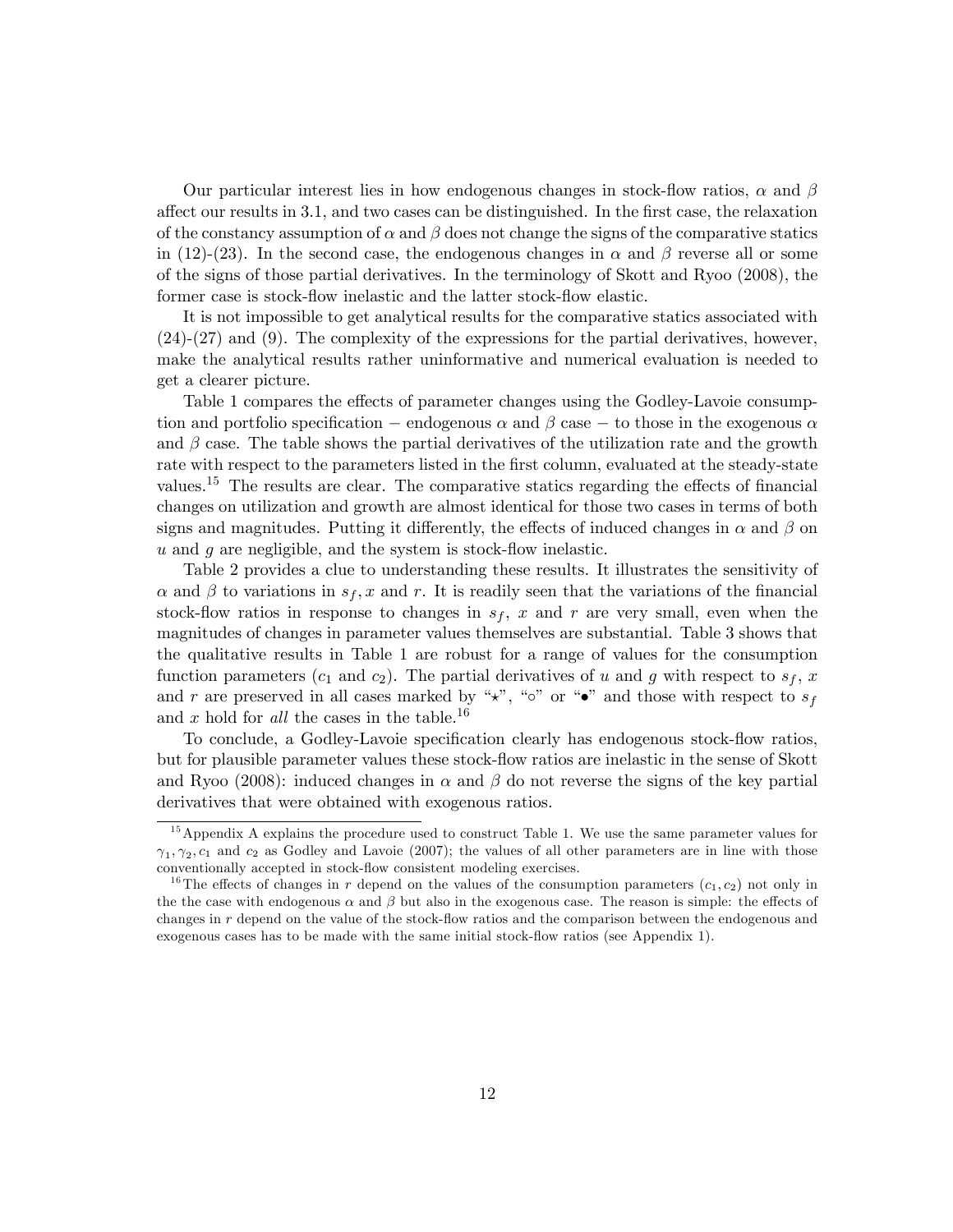Our particular interest lies in how endogenous changes in stock-flow ratios, $\alpha$ and $\beta$ affect our results in 3.1, and two cases can be distinguished. In the first case, the relaxation of the constancy assumption of $\alpha$ and $\beta$ does not change the signs of the comparative statics in (12)-(23). In the second case, the endogenous changes in $\alpha$ and $\beta$ reverse all or some of the signs of those partial derivatives. In the terminology of Skott and Ryoo (2008), the former case is stock-flow inelastic and the latter stock-flow elastic.

It is not impossible to get analytical results for the comparative statics associated with (24)-(27) and (9). The complexity of the expressions for the partial derivatives, however, make the analytical results rather uninformative and numerical evaluation is needed to get a clearer picture.

Table 1 compares the effects of parameter changes using the Godley-Lavoie consumption and portfolio specification − endogenous $\alpha$ and $\beta$ case − to those in the exogenous $\alpha$ and $\beta$ case. The table shows the partial derivatives of the utilization rate and the growth rate with respect to the parameters listed in the first column, evaluated at the steady-state values.[15] The results are clear. The comparative statics regarding the effects of financial changes on utilization and growth are almost identical for those two cases in terms of both signs and magnitudes. Putting it differently, the effects of induced changes in $\alpha$ and $\beta$ on $u$ and $g$ are negligible, and the system is stock-flow inelastic.

Table 2 provides a clue to understanding these results. It illustrates the sensitivity of $\alpha$ and $\beta$ to variations in $s_f, x$ and $r$. It is readily seen that the variations of the financial stock-flow ratios in response to changes in $s_f$, $x$ and $r$ are very small, even when the magnitudes of changes in parameter values themselves are substantial. Table 3 shows that the qualitative results in Table 1 are robust for a range of values for the consumption function parameters ($c_1$ and $c_2$). The partial derivatives of $u$ and $g$ with respect to $s_f$, $x$ and $r$ are preserved in all cases marked by "⋆", "∘" or "•" and those with respect to $s_f$ and $x$ hold for *all* the cases in the table.[16]

To conclude, a Godley-Lavoie specification clearly has endogenous stock-flow ratios, but for plausible parameter values these stock-flow ratios are inelastic in the sense of Skott and Ryoo (2008): induced changes in $\alpha$ and $\beta$ do not reverse the signs of the key partial derivatives that were obtained with exogenous ratios.

[15] Appendix A explains the procedure used to construct Table 1. We use the same parameter values for $\gamma_1, \gamma_2, c_1$ and $c_2$ as Godley and Lavoie (2007); the values of all other parameters are in line with those conventionally accepted in stock-flow consistent modeling exercises.

[16] The effects of changes in $r$ depend on the values of the consumption parameters $(c_1, c_2)$ not only in the the case with endogenous $\alpha$ and $\beta$ but also in the exogenous case. The reason is simple: the effects of changes in $r$ depend on the value of the stock-flow ratios and the comparison between the endogenous and exogenous cases has to be made with the same initial stock-flow ratios (see Appendix 1).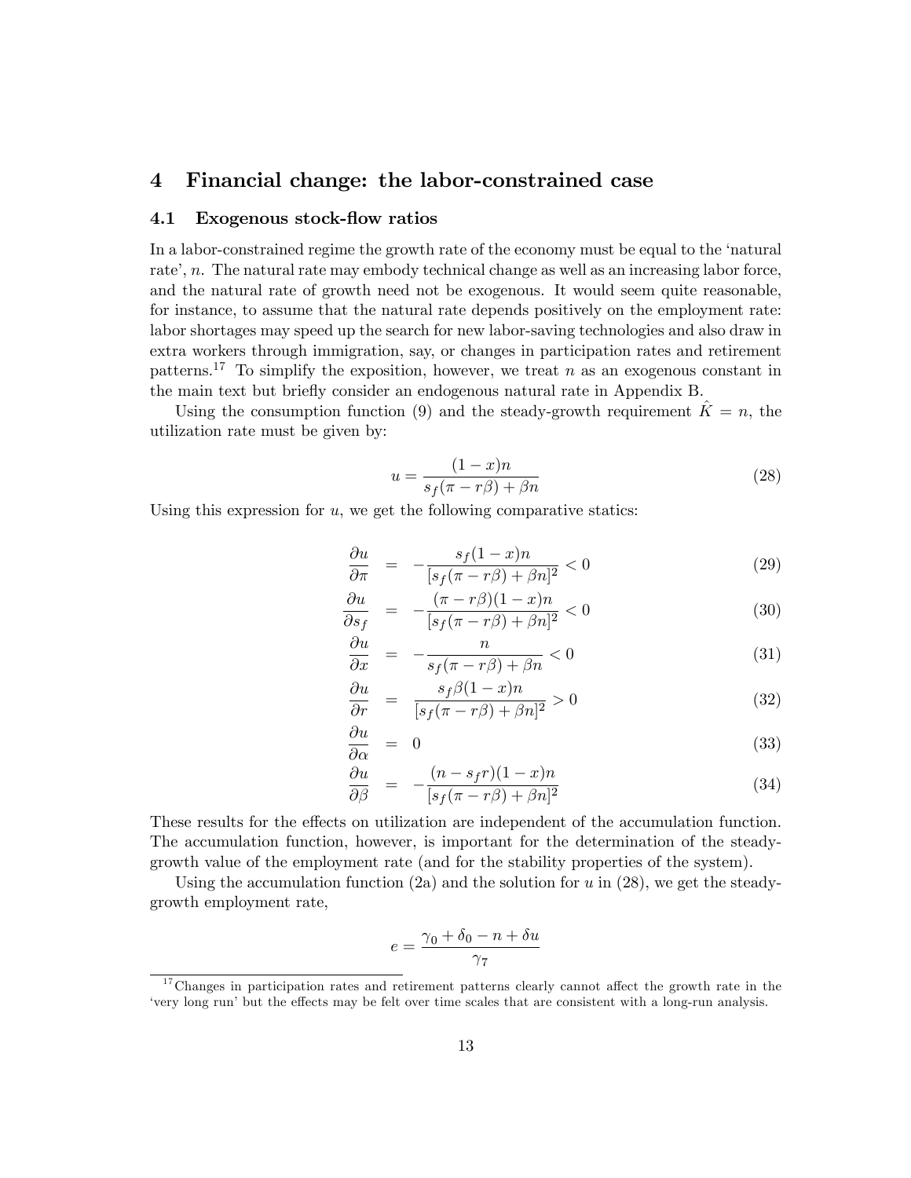## 4 Financial change: the labor-constrained case

### 4.1 Exogenous stock-flow ratios

In a labor-constrained regime the growth rate of the economy must be equal to the 'natural rate', $n$. The natural rate may embody technical change as well as an increasing labor force, and the natural rate of growth need not be exogenous. It would seem quite reasonable, for instance, to assume that the natural rate depends positively on the employment rate: labor shortages may speed up the search for new labor-saving technologies and also draw in extra workers through immigration, say, or changes in participation rates and retirement patterns.[17] To simplify the exposition, however, we treat $n$ as an exogenous constant in the main text but briefly consider an endogenous natural rate in Appendix B.

Using the consumption function (9) and the steady-growth requirement $\hat{K} = n$, the utilization rate must be given by:

$$u = \frac{(1-x)n}{s_f(\pi - r\beta) + \beta n} \tag{28}$$

Using this expression for $u$, we get the following comparative statics:

$$\frac{\partial u}{\partial \pi} = -\frac{s_f(1-x)n}{[s_f(\pi - r\beta) + \beta n]^2} < 0 \tag{29}$$

$$\frac{\partial u}{\partial s_f} = -\frac{(\pi - r\beta)(1-x)n}{[s_f(\pi - r\beta) + \beta n]^2} < 0 \tag{30}$$

$$\frac{\partial u}{\partial x} = -\frac{n}{s_f(\pi - r\beta) + \beta n} < 0 \tag{31}$$

$$\frac{\partial u}{\partial r} = \frac{s_f\beta(1-x)n}{[s_f(\pi - r\beta) + \beta n]^2} > 0 \tag{32}$$

$$\frac{\partial u}{\partial \alpha} = 0 \tag{33}$$

$$\frac{\partial u}{\partial \beta} = -\frac{(n - s_f r)(1-x)n}{[s_f(\pi - r\beta) + \beta n]^2} \tag{34}$$

These results for the effects on utilization are independent of the accumulation function. The accumulation function, however, is important for the determination of the steady-growth value of the employment rate (and for the stability properties of the system).

Using the accumulation function (2a) and the solution for $u$ in (28), we get the steady-growth employment rate,

$$e = \frac{\gamma_0 + \delta_0 - n + \delta u}{\gamma_7}$$

[17] Changes in participation rates and retirement patterns clearly cannot affect the growth rate in the 'very long run' but the effects may be felt over time scales that are consistent with a long-run analysis.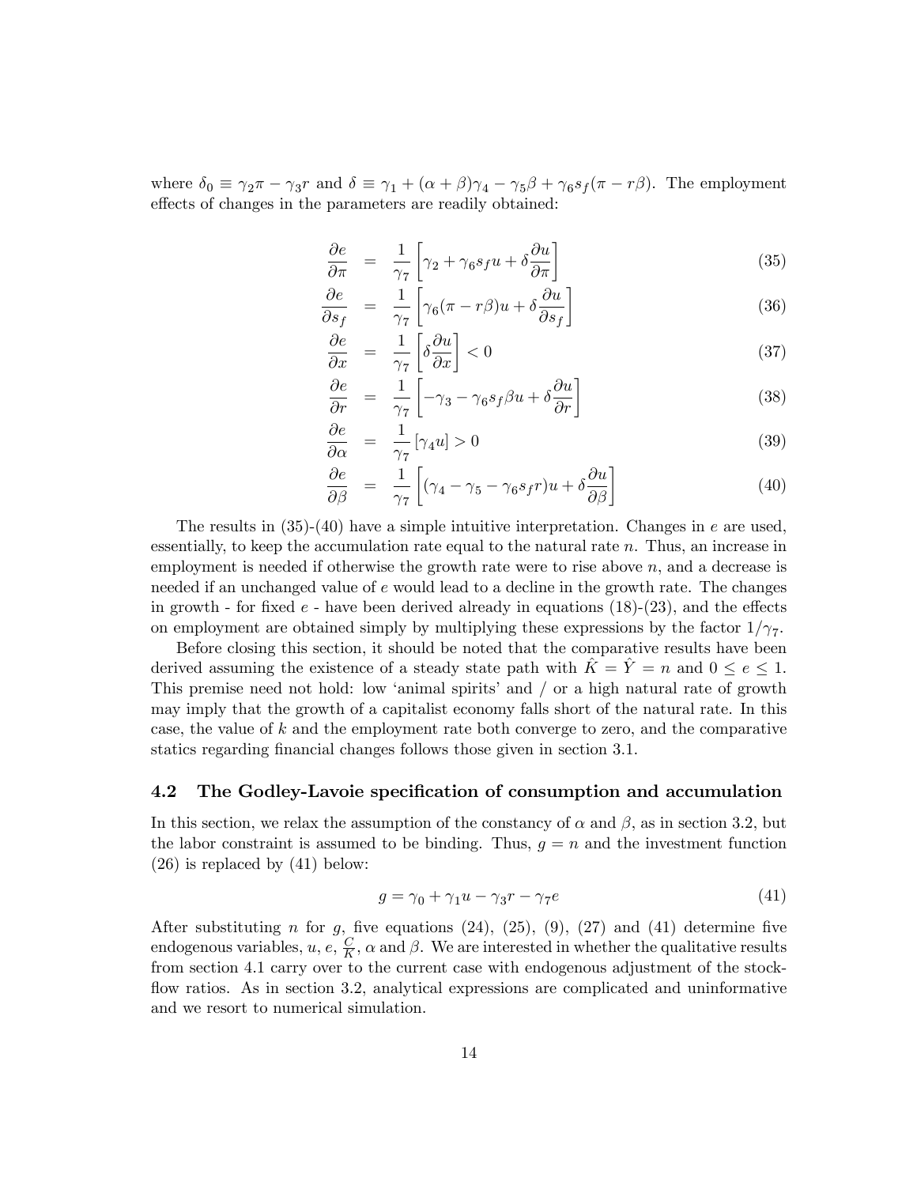where $\delta_0 \equiv \gamma_2\pi - \gamma_3 r$ and $\delta \equiv \gamma_1 + (\alpha+\beta)\gamma_4 - \gamma_5\beta + \gamma_6 s_f(\pi - r\beta)$. The employment effects of changes in the parameters are readily obtained:

$$
\begin{aligned}
\frac{\partial e}{\partial \pi} &= \frac{1}{\gamma_7}\left[\gamma_2 + \gamma_6 s_f u + \delta \frac{\partial u}{\partial \pi}\right] && (35)\\
\frac{\partial e}{\partial s_f} &= \frac{1}{\gamma_7}\left[\gamma_6(\pi - r\beta)u + \delta \frac{\partial u}{\partial s_f}\right] && (36)\\
\frac{\partial e}{\partial x} &= \frac{1}{\gamma_7}\left[\delta \frac{\partial u}{\partial x}\right] < 0 && (37)\\
\frac{\partial e}{\partial r} &= \frac{1}{\gamma_7}\left[-\gamma_3 - \gamma_6 s_f \beta u + \delta \frac{\partial u}{\partial r}\right] && (38)\\
\frac{\partial e}{\partial \alpha} &= \frac{1}{\gamma_7}\left[\gamma_4 u\right] > 0 && (39)\\
\frac{\partial e}{\partial \beta} &= \frac{1}{\gamma_7}\left[(\gamma_4 - \gamma_5 - \gamma_6 s_f r)u + \delta \frac{\partial u}{\partial \beta}\right] && (40)
\end{aligned}
$$

The results in (35)-(40) have a simple intuitive interpretation. Changes in $e$ are used, essentially, to keep the accumulation rate equal to the natural rate $n$. Thus, an increase in employment is needed if otherwise the growth rate were to rise above $n$, and a decrease is needed if an unchanged value of $e$ would lead to a decline in the growth rate. The changes in growth - for fixed $e$ - have been derived already in equations (18)-(23), and the effects on employment are obtained simply by multiplying these expressions by the factor $1/\gamma_7$.

Before closing this section, it should be noted that the comparative results have been derived assuming the existence of a steady state path with $\hat{K} = \hat{Y} = n$ and $0 \leq e \leq 1$. This premise need not hold: low 'animal spirits' and / or a high natural rate of growth may imply that the growth of a capitalist economy falls short of the natural rate. In this case, the value of $k$ and the employment rate both converge to zero, and the comparative statics regarding financial changes follows those given in section 3.1.

### 4.2 The Godley-Lavoie specification of consumption and accumulation

In this section, we relax the assumption of the constancy of $\alpha$ and $\beta$, as in section 3.2, but the labor constraint is assumed to be binding. Thus, $g = n$ and the investment function (26) is replaced by (41) below:

$$
g = \gamma_0 + \gamma_1 u - \gamma_3 r - \gamma_7 e \qquad (41)
$$

After substituting $n$ for $g$, five equations (24), (25), (9), (27) and (41) determine five endogenous variables, $u$, $e$, $\frac{C}{K}$, $\alpha$ and $\beta$. We are interested in whether the qualitative results from section 4.1 carry over to the current case with endogenous adjustment of the stock-flow ratios. As in section 3.2, analytical expressions are complicated and uninformative and we resort to numerical simulation.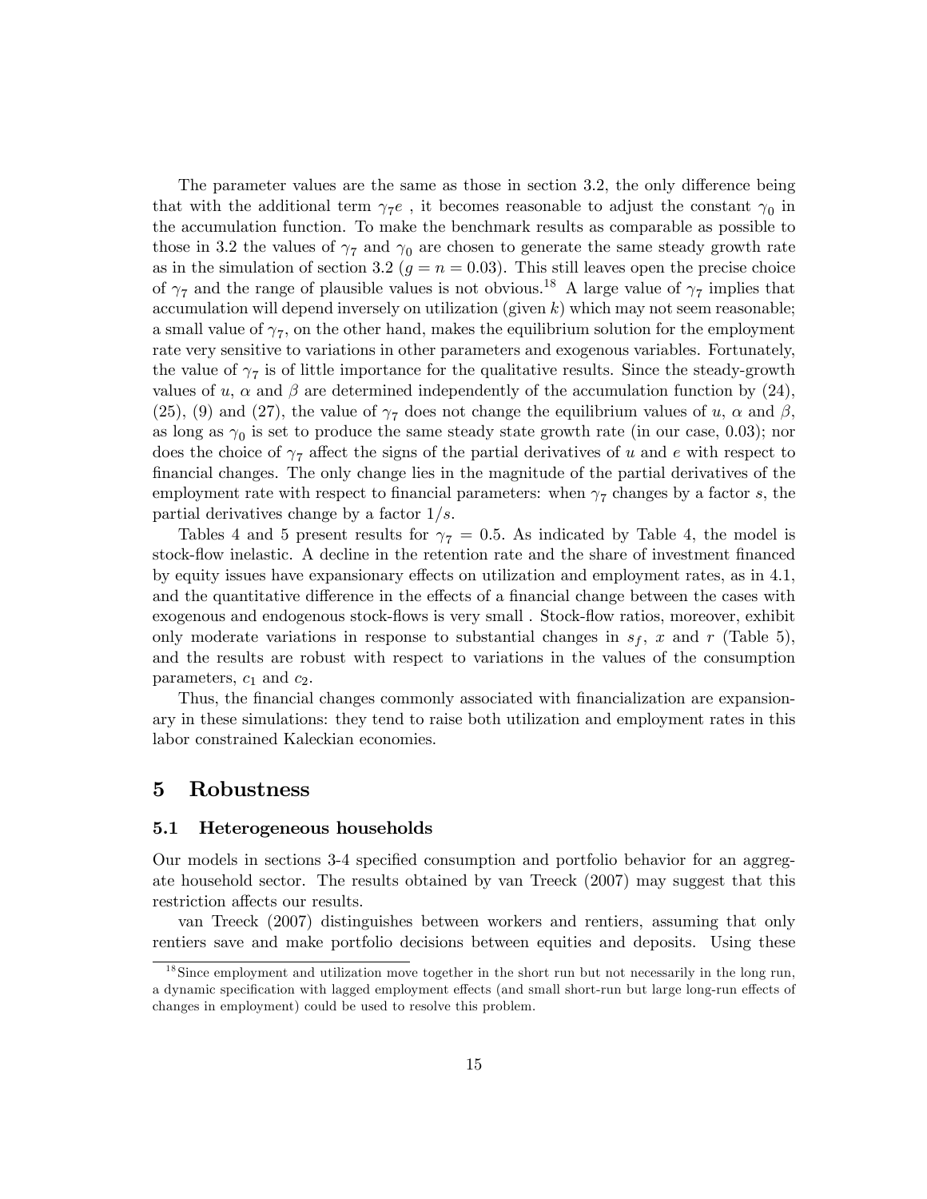The parameter values are the same as those in section 3.2, the only difference being that with the additional term $\gamma_7 e$ , it becomes reasonable to adjust the constant $\gamma_0$ in the accumulation function. To make the benchmark results as comparable as possible to those in 3.2 the values of $\gamma_7$ and $\gamma_0$ are chosen to generate the same steady growth rate as in the simulation of section 3.2 ($g = n = 0.03$). This still leaves open the precise choice of $\gamma_7$ and the range of plausible values is not obvious.[18] A large value of $\gamma_7$ implies that accumulation will depend inversely on utilization (given $k$) which may not seem reasonable; a small value of $\gamma_7$, on the other hand, makes the equilibrium solution for the employment rate very sensitive to variations in other parameters and exogenous variables. Fortunately, the value of $\gamma_7$ is of little importance for the qualitative results. Since the steady-growth values of $u$, $\alpha$ and $\beta$ are determined independently of the accumulation function by (24), (25), (9) and (27), the value of $\gamma_7$ does not change the equilibrium values of $u$, $\alpha$ and $\beta$, as long as $\gamma_0$ is set to produce the same steady state growth rate (in our case, 0.03); nor does the choice of $\gamma_7$ affect the signs of the partial derivatives of $u$ and $e$ with respect to financial changes. The only change lies in the magnitude of the partial derivatives of the employment rate with respect to financial parameters: when $\gamma_7$ changes by a factor $s$, the partial derivatives change by a factor $1/s$.

Tables 4 and 5 present results for $\gamma_7 = 0.5$. As indicated by Table 4, the model is stock-flow inelastic. A decline in the retention rate and the share of investment financed by equity issues have expansionary effects on utilization and employment rates, as in 4.1, and the quantitative difference in the effects of a financial change between the cases with exogenous and endogenous stock-flows is very small . Stock-flow ratios, moreover, exhibit only moderate variations in response to substantial changes in $s_f$, $x$ and $r$ (Table 5), and the results are robust with respect to variations in the values of the consumption parameters, $c_1$ and $c_2$.

Thus, the financial changes commonly associated with financialization are expansionary in these simulations: they tend to raise both utilization and employment rates in this labor constrained Kaleckian economies.

# 5 Robustness

## 5.1 Heterogeneous households

Our models in sections 3-4 specified consumption and portfolio behavior for an aggregate household sector. The results obtained by van Treeck (2007) may suggest that this restriction affects our results.

van Treeck (2007) distinguishes between workers and rentiers, assuming that only rentiers save and make portfolio decisions between equities and deposits. Using these

[18] Since employment and utilization move together in the short run but not necessarily in the long run, a dynamic specification with lagged employment effects (and small short-run but large long-run effects of changes in employment) could be used to resolve this problem.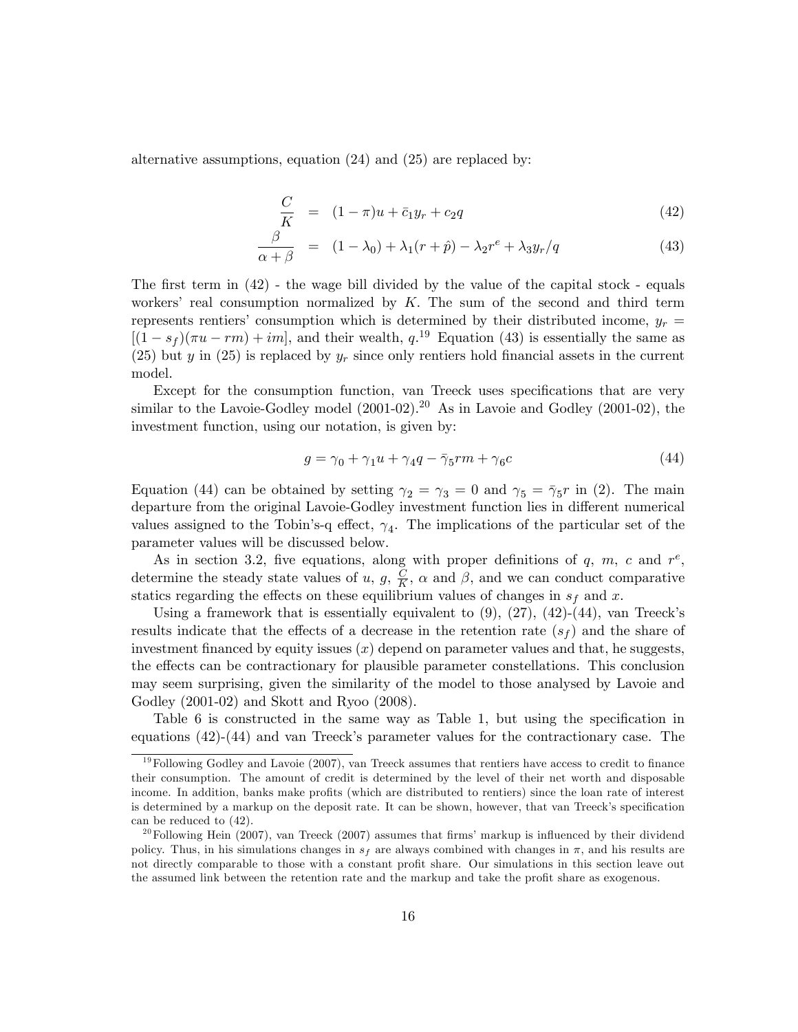alternative assumptions, equation (24) and (25) are replaced by:

$$\frac{C}{K} = (1-\pi)u + \bar{c}_1 y_r + c_2 q \tag{42}$$

$$\frac{\beta}{\alpha+\beta} = (1-\lambda_0) + \lambda_1(r+\hat{p}) - \lambda_2 r^e + \lambda_3 y_r/q \tag{43}$$

The first term in (42) - the wage bill divided by the value of the capital stock - equals workers' real consumption normalized by $K$. The sum of the second and third term represents rentiers' consumption which is determined by their distributed income, $y_r = [(1-s_f)(\pi u - rm) + im]$, and their wealth, $q$.[19] Equation (43) is essentially the same as (25) but $y$ in (25) is replaced by $y_r$ since only rentiers hold financial assets in the current model.

Except for the consumption function, van Treeck uses specifications that are very similar to the Lavoie-Godley model (2001-02).[20] As in Lavoie and Godley (2001-02), the investment function, using our notation, is given by:

$$g = \gamma_0 + \gamma_1 u + \gamma_4 q - \bar{\gamma}_5 rm + \gamma_6 c \tag{44}$$

Equation (44) can be obtained by setting $\gamma_2 = \gamma_3 = 0$ and $\gamma_5 = \bar{\gamma}_5 r$ in (2). The main departure from the original Lavoie-Godley investment function lies in different numerical values assigned to the Tobin's-q effect, $\gamma_4$. The implications of the particular set of the parameter values will be discussed below.

As in section 3.2, five equations, along with proper definitions of $q$, $m$, $c$ and $r^e$, determine the steady state values of $u$, $g$, $\frac{C}{K}$, $\alpha$ and $\beta$, and we can conduct comparative statics regarding the effects on these equilibrium values of changes in $s_f$ and $x$.

Using a framework that is essentially equivalent to (9), (27), (42)-(44), van Treeck's results indicate that the effects of a decrease in the retention rate ($s_f$) and the share of investment financed by equity issues ($x$) depend on parameter values and that, he suggests, the effects can be contractionary for plausible parameter constellations. This conclusion may seem surprising, given the similarity of the model to those analysed by Lavoie and Godley (2001-02) and Skott and Ryoo (2008).

Table 6 is constructed in the same way as Table 1, but using the specification in equations (42)-(44) and van Treeck's parameter values for the contractionary case. The

[19] Following Godley and Lavoie (2007), van Treeck assumes that rentiers have access to credit to finance their consumption. The amount of credit is determined by the level of their net worth and disposable income. In addition, banks make profits (which are distributed to rentiers) since the loan rate of interest is determined by a markup on the deposit rate. It can be shown, however, that van Treeck's specification can be reduced to (42).

[20] Following Hein (2007), van Treeck (2007) assumes that firms' markup is influenced by their dividend policy. Thus, in his simulations changes in $s_f$ are always combined with changes in $\pi$, and his results are not directly comparable to those with a constant profit share. Our simulations in this section leave out the assumed link between the retention rate and the markup and take the profit share as exogenous.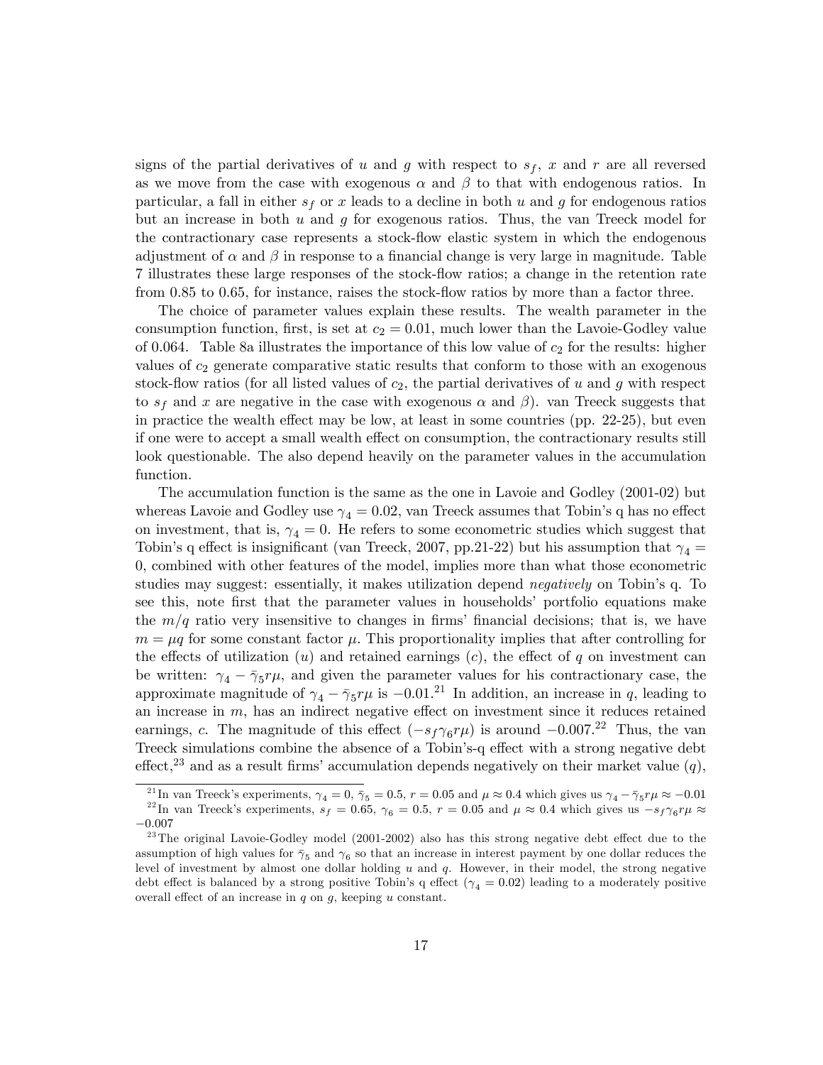signs of the partial derivatives of $u$ and $g$ with respect to $s_f$, $x$ and $r$ are all reversed as we move from the case with exogenous $\alpha$ and $\beta$ to that with endogenous ratios. In particular, a fall in either $s_f$ or $x$ leads to a decline in both $u$ and $g$ for endogenous ratios but an increase in both $u$ and $g$ for exogenous ratios. Thus, the van Treeck model for the contractionary case represents a stock-flow elastic system in which the endogenous adjustment of $\alpha$ and $\beta$ in response to a financial change is very large in magnitude. Table 7 illustrates these large responses of the stock-flow ratios; a change in the retention rate from 0.85 to 0.65, for instance, raises the stock-flow ratios by more than a factor three.

The choice of parameter values explain these results. The wealth parameter in the consumption function, first, is set at $c_2 = 0.01$, much lower than the Lavoie-Godley value of 0.064. Table 8a illustrates the importance of this low value of $c_2$ for the results: higher values of $c_2$ generate comparative static results that conform to those with an exogenous stock-flow ratios (for all listed values of $c_2$, the partial derivatives of $u$ and $g$ with respect to $s_f$ and $x$ are negative in the case with exogenous $\alpha$ and $\beta$). van Treeck suggests that in practice the wealth effect may be low, at least in some countries (pp. 22-25), but even if one were to accept a small wealth effect on consumption, the contractionary results still look questionable. The also depend heavily on the parameter values in the accumulation function.

The accumulation function is the same as the one in Lavoie and Godley (2001-02) but whereas Lavoie and Godley use $\gamma_4 = 0.02$, van Treeck assumes that Tobin's q has no effect on investment, that is, $\gamma_4 = 0$. He refers to some econometric studies which suggest that Tobin's q effect is insignificant (van Treeck, 2007, pp.21-22) but his assumption that $\gamma_4 = 0$, combined with other features of the model, implies more than what those econometric studies may suggest: essentially, it makes utilization depend *negatively* on Tobin's q. To see this, note first that the parameter values in households' portfolio equations make the $m/q$ ratio very insensitive to changes in firms' financial decisions; that is, we have $m = \mu q$ for some constant factor $\mu$. This proportionality implies that after controlling for the effects of utilization ($u$) and retained earnings ($c$), the effect of $q$ on investment can be written: $\gamma_4 - \bar{\gamma}_5 r\mu$, and given the parameter values for his contractionary case, the approximate magnitude of $\gamma_4 - \bar{\gamma}_5 r\mu$ is $-0.01$.[21] In addition, an increase in $q$, leading to an increase in $m$, has an indirect negative effect on investment since it reduces retained earnings, $c$. The magnitude of this effect ($-s_f\gamma_6 r\mu$) is around $-0.007$.[22] Thus, the van Treeck simulations combine the absence of a Tobin's-q effect with a strong negative debt effect,[23] and as a result firms' accumulation depends negatively on their market value ($q$),

[21] In van Treeck's experiments, $\gamma_4 = 0$, $\bar{\gamma}_5 = 0.5$, $r = 0.05$ and $\mu \approx 0.4$ which gives us $\gamma_4 - \bar{\gamma}_5 r\mu \approx -0.01$

[22] In van Treeck's experiments, $s_f = 0.65$, $\gamma_6 = 0.5$, $r = 0.05$ and $\mu \approx 0.4$ which gives us $-s_f\gamma_6 r\mu \approx -0.007$

[23] The original Lavoie-Godley model (2001-2002) also has this strong negative debt effect due to the assumption of high values for $\bar{\gamma}_5$ and $\gamma_6$ so that an increase in interest payment by one dollar reduces the level of investment by almost one dollar holding $u$ and $q$. However, in their model, the strong negative debt effect is balanced by a strong positive Tobin's q effect ($\gamma_4 = 0.02$) leading to a moderately positive overall effect of an increase in $q$ on $g$, keeping $u$ constant.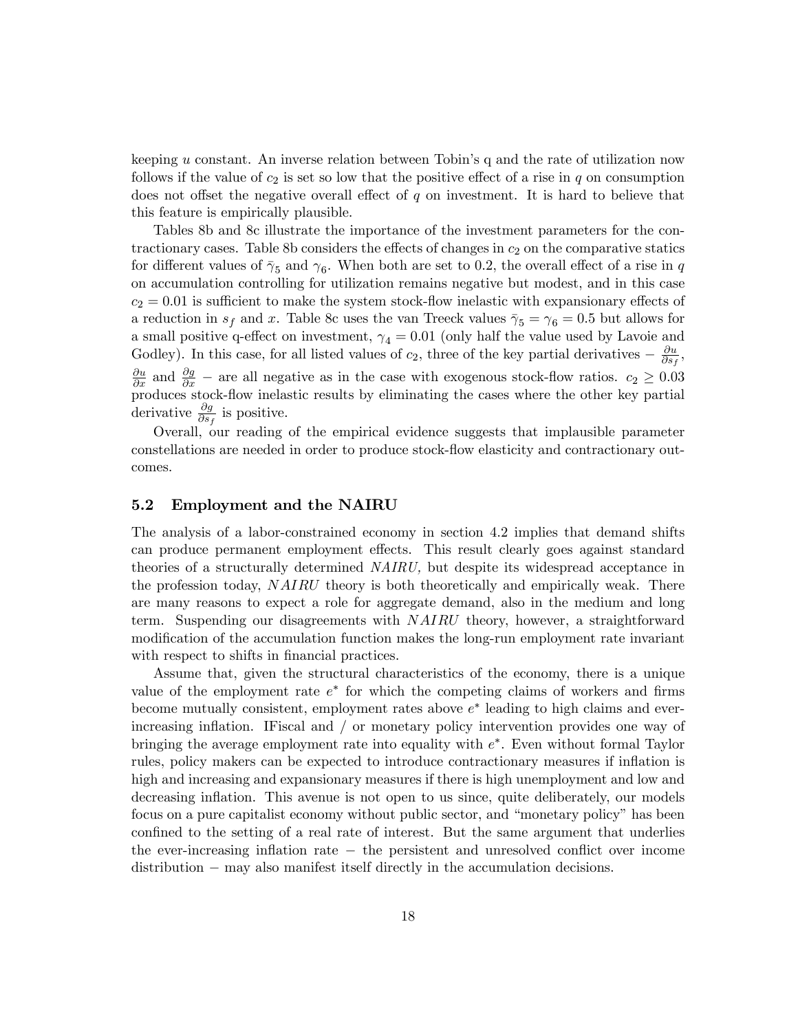keeping $u$ constant. An inverse relation between Tobin's q and the rate of utilization now follows if the value of $c_2$ is set so low that the positive effect of a rise in $q$ on consumption does not offset the negative overall effect of $q$ on investment. It is hard to believe that this feature is empirically plausible.

Tables 8b and 8c illustrate the importance of the investment parameters for the contractionary cases. Table 8b considers the effects of changes in $c_2$ on the comparative statics for different values of $\bar{\gamma}_5$ and $\gamma_6$. When both are set to 0.2, the overall effect of a rise in $q$ on accumulation controlling for utilization remains negative but modest, and in this case $c_2 = 0.01$ is sufficient to make the system stock-flow inelastic with expansionary effects of a reduction in $s_f$ and $x$. Table 8c uses the van Treeck values $\bar{\gamma}_5 = \gamma_6 = 0.5$ but allows for a small positive q-effect on investment, $\gamma_4 = 0.01$ (only half the value used by Lavoie and Godley). In this case, for all listed values of $c_2$, three of the key partial derivatives − $\frac{\partial u}{\partial s_f}$, $\frac{\partial u}{\partial x}$ and $\frac{\partial g}{\partial x}$ − are all negative as in the case with exogenous stock-flow ratios. $c_2 \geq 0.03$ produces stock-flow inelastic results by eliminating the cases where the other key partial derivative $\frac{\partial g}{\partial s_f}$ is positive.

Overall, our reading of the empirical evidence suggests that implausible parameter constellations are needed in order to produce stock-flow elasticity and contractionary outcomes.

### 5.2 Employment and the NAIRU

The analysis of a labor-constrained economy in section 4.2 implies that demand shifts can produce permanent employment effects. This result clearly goes against standard theories of a structurally determined *NAIRU,* but despite its widespread acceptance in the profession today, *NAIRU* theory is both theoretically and empirically weak. There are many reasons to expect a role for aggregate demand, also in the medium and long term. Suspending our disagreements with *NAIRU* theory, however, a straightforward modification of the accumulation function makes the long-run employment rate invariant with respect to shifts in financial practices.

Assume that, given the structural characteristics of the economy, there is a unique value of the employment rate $e^*$ for which the competing claims of workers and firms become mutually consistent, employment rates above $e^*$ leading to high claims and ever-increasing inflation. IFiscal and / or monetary policy intervention provides one way of bringing the average employment rate into equality with $e^*$. Even without formal Taylor rules, policy makers can be expected to introduce contractionary measures if inflation is high and increasing and expansionary measures if there is high unemployment and low and decreasing inflation. This avenue is not open to us since, quite deliberately, our models focus on a pure capitalist economy without public sector, and "monetary policy" has been confined to the setting of a real rate of interest. But the same argument that underlies the ever-increasing inflation rate − the persistent and unresolved conflict over income distribution − may also manifest itself directly in the accumulation decisions.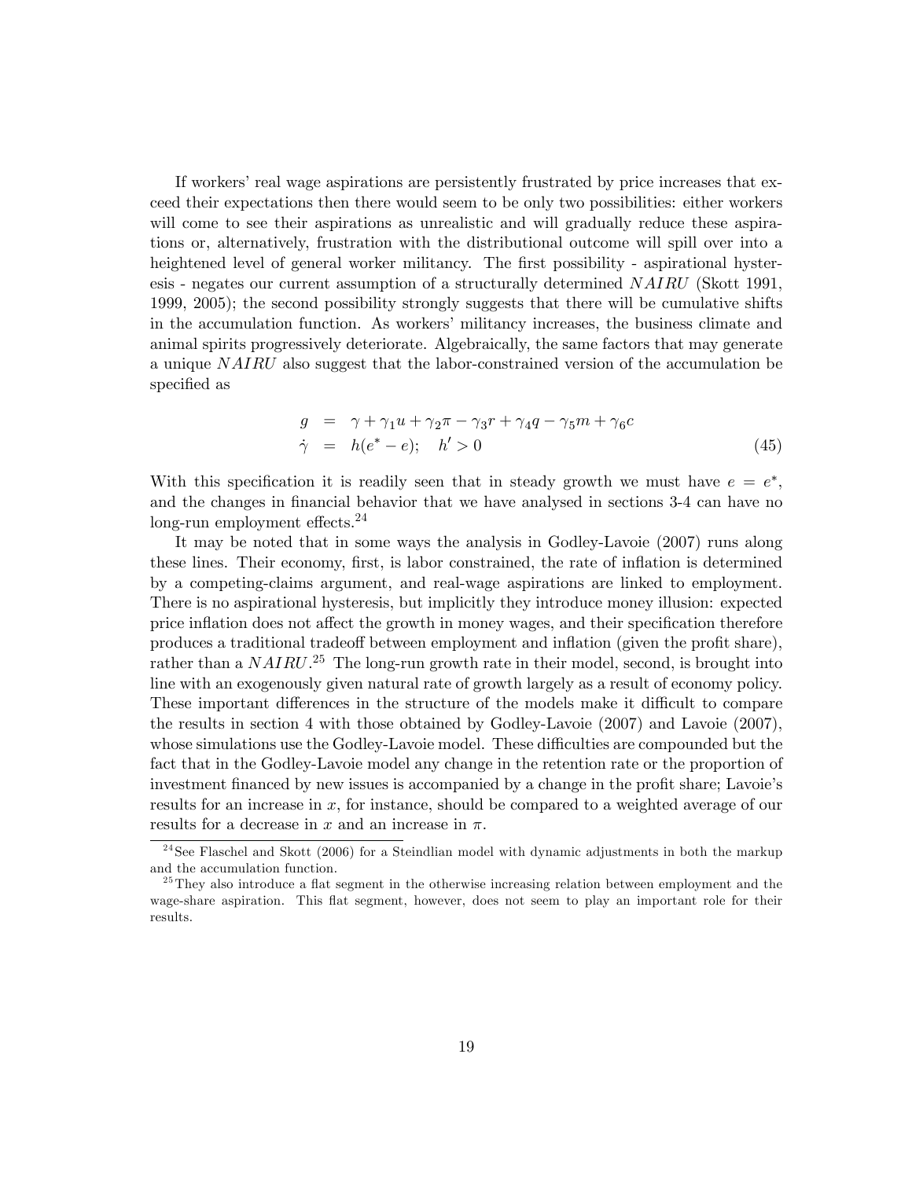If workers' real wage aspirations are persistently frustrated by price increases that exceed their expectations then there would seem to be only two possibilities: either workers will come to see their aspirations as unrealistic and will gradually reduce these aspirations or, alternatively, frustration with the distributional outcome will spill over into a heightened level of general worker militancy. The first possibility - aspirational hysteresis - negates our current assumption of a structurally determined $NAIRU$ (Skott 1991, 1999, 2005); the second possibility strongly suggests that there will be cumulative shifts in the accumulation function. As workers' militancy increases, the business climate and animal spirits progressively deteriorate. Algebraically, the same factors that may generate a unique $NAIRU$ also suggest that the labor-constrained version of the accumulation be specified as

$$
\begin{aligned}
g &= \gamma + \gamma_1 u + \gamma_2 \pi - \gamma_3 r + \gamma_4 q - \gamma_5 m + \gamma_6 c \\
\dot{\gamma} &= h(e^* - e); \quad h' > 0
\end{aligned}
\tag{45}
$$

With this specification it is readily seen that in steady growth we must have $e = e^*$, and the changes in financial behavior that we have analysed in sections 3-4 can have no long-run employment effects.[24]

It may be noted that in some ways the analysis in Godley-Lavoie (2007) runs along these lines. Their economy, first, is labor constrained, the rate of inflation is determined by a competing-claims argument, and real-wage aspirations are linked to employment. There is no aspirational hysteresis, but implicitly they introduce money illusion: expected price inflation does not affect the growth in money wages, and their specification therefore produces a traditional tradeoff between employment and inflation (given the profit share), rather than a $NAIRU$.[25] The long-run growth rate in their model, second, is brought into line with an exogenously given natural rate of growth largely as a result of economy policy. These important differences in the structure of the models make it difficult to compare the results in section 4 with those obtained by Godley-Lavoie (2007) and Lavoie (2007), whose simulations use the Godley-Lavoie model. These difficulties are compounded but the fact that in the Godley-Lavoie model any change in the retention rate or the proportion of investment financed by new issues is accompanied by a change in the profit share; Lavoie's results for an increase in $x$, for instance, should be compared to a weighted average of our results for a decrease in $x$ and an increase in $\pi$.

[24] See Flaschel and Skott (2006) for a Steindlian model with dynamic adjustments in both the markup and the accumulation function.

[25] They also introduce a flat segment in the otherwise increasing relation between employment and the wage-share aspiration. This flat segment, however, does not seem to play an important role for their results.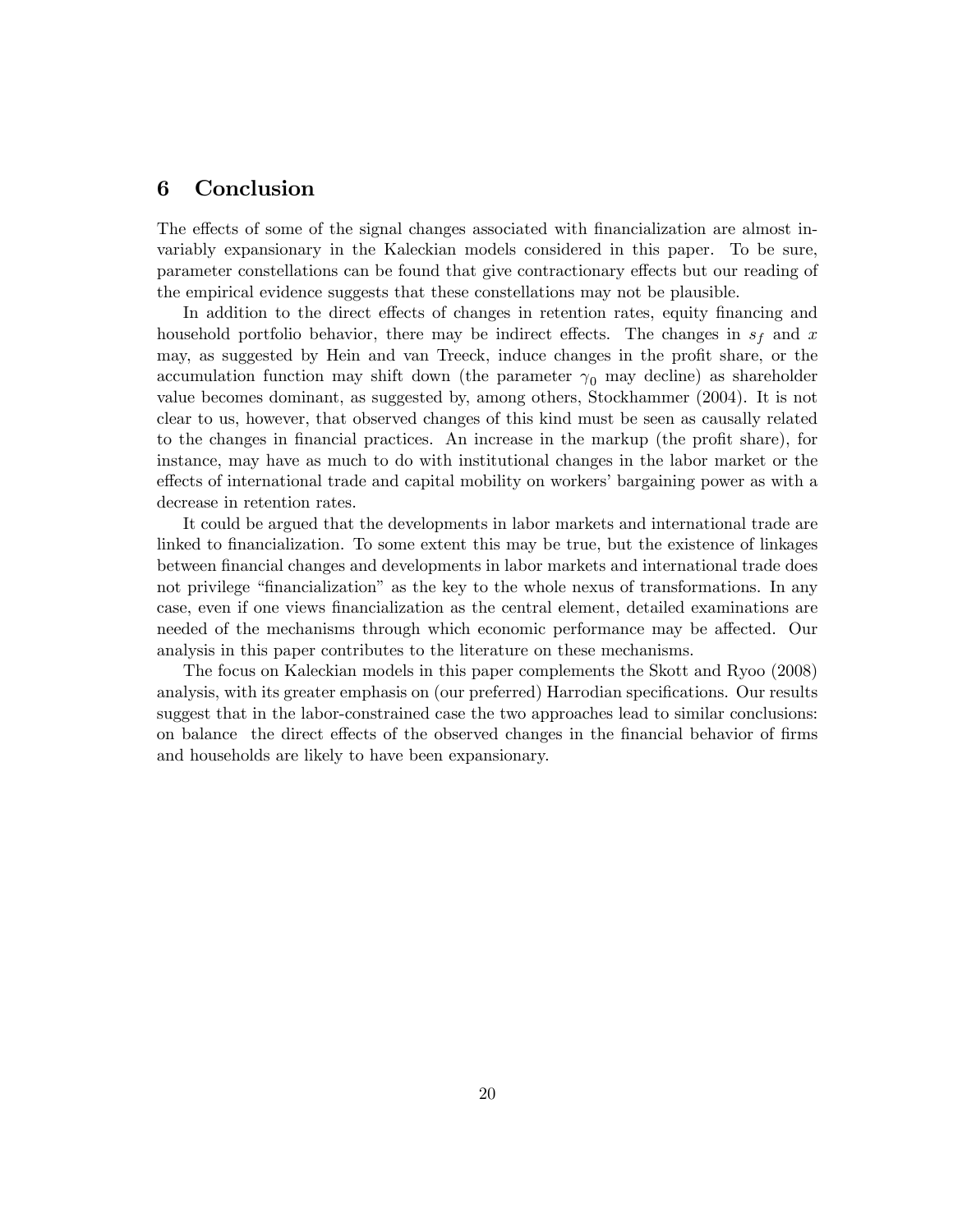## 6 Conclusion

The effects of some of the signal changes associated with financialization are almost invariably expansionary in the Kaleckian models considered in this paper. To be sure, parameter constellations can be found that give contractionary effects but our reading of the empirical evidence suggests that these constellations may not be plausible.

In addition to the direct effects of changes in retention rates, equity financing and household portfolio behavior, there may be indirect effects. The changes in $s_f$ and $x$ may, as suggested by Hein and van Treeck, induce changes in the profit share, or the accumulation function may shift down (the parameter $\gamma_0$ may decline) as shareholder value becomes dominant, as suggested by, among others, Stockhammer (2004). It is not clear to us, however, that observed changes of this kind must be seen as causally related to the changes in financial practices. An increase in the markup (the profit share), for instance, may have as much to do with institutional changes in the labor market or the effects of international trade and capital mobility on workers' bargaining power as with a decrease in retention rates.

It could be argued that the developments in labor markets and international trade are linked to financialization. To some extent this may be true, but the existence of linkages between financial changes and developments in labor markets and international trade does not privilege "financialization" as the key to the whole nexus of transformations. In any case, even if one views financialization as the central element, detailed examinations are needed of the mechanisms through which economic performance may be affected. Our analysis in this paper contributes to the literature on these mechanisms.

The focus on Kaleckian models in this paper complements the Skott and Ryoo (2008) analysis, with its greater emphasis on (our preferred) Harrodian specifications. Our results suggest that in the labor-constrained case the two approaches lead to similar conclusions: on balance the direct effects of the observed changes in the financial behavior of firms and households are likely to have been expansionary.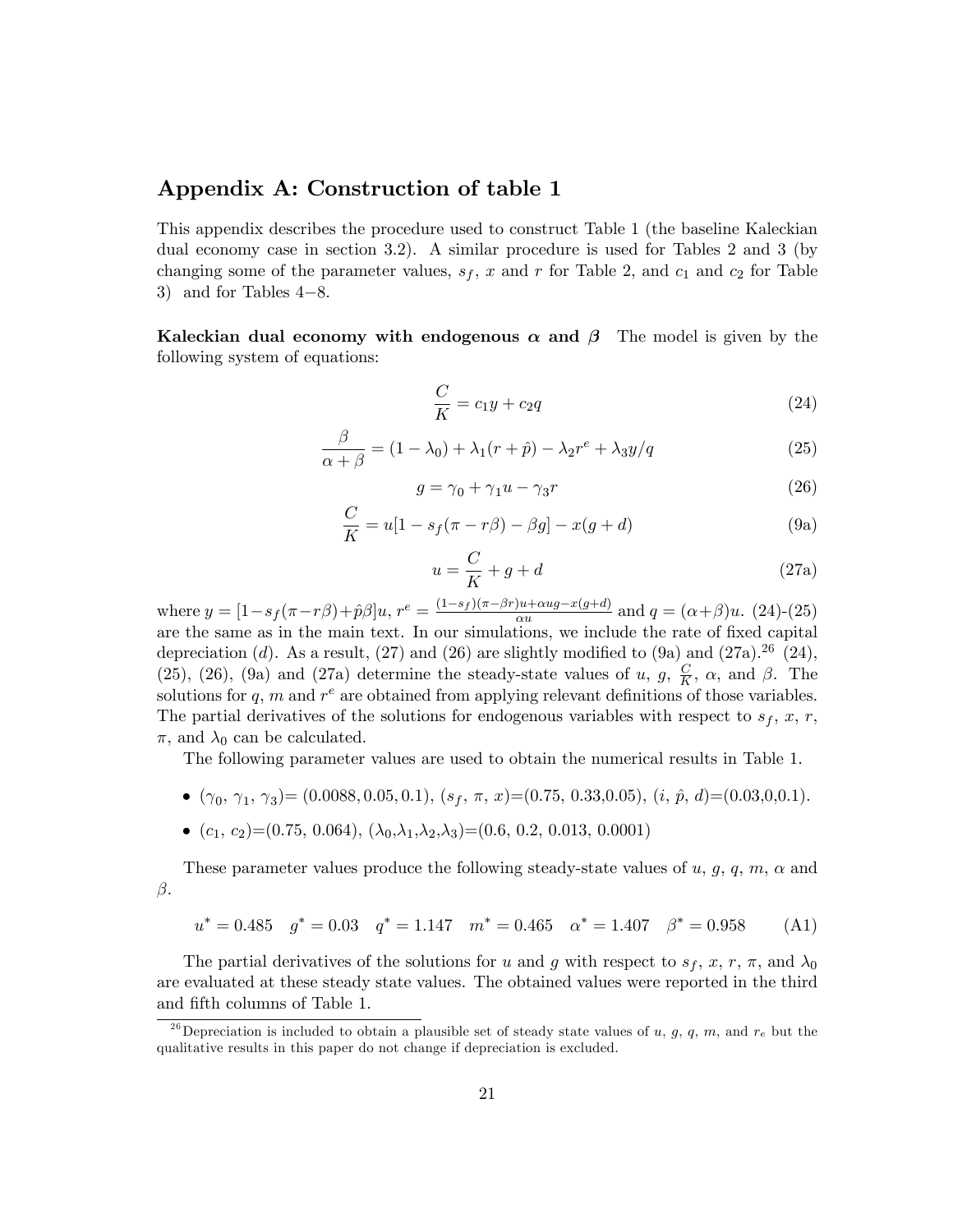## Appendix A: Construction of table 1

This appendix describes the procedure used to construct Table 1 (the baseline Kaleckian dual economy case in section 3.2). A similar procedure is used for Tables 2 and 3 (by changing some of the parameter values, $s_f$, $x$ and $r$ for Table 2, and $c_1$ and $c_2$ for Table 3) and for Tables 4−8.

**Kaleckian dual economy with endogenous $\boldsymbol{\alpha}$ and $\boldsymbol{\beta}$** The model is given by the following system of equations:

$$\frac{C}{K} = c_1 y + c_2 q \tag{24}$$

$$\frac{\beta}{\alpha + \beta} = (1 - \lambda_0) + \lambda_1(r + \hat{p}) - \lambda_2 r^e + \lambda_3 y/q \tag{25}$$

$$g = \gamma_0 + \gamma_1 u - \gamma_3 r \tag{26}$$

$$\frac{C}{K} = u[1 - s_f(\pi - r\beta) - \beta g] - x(g + d) \tag{9a}$$

$$u = \frac{C}{K} + g + d \tag{27a}$$

where $y = [1 - s_f(\pi - r\beta) + \hat{p}\beta]u$, $r^e = \frac{(1-s_f)(\pi - \beta r)u + \alpha u g - x(g+d)}{\alpha u}$ and $q = (\alpha + \beta)u$. (24)-(25) are the same as in the main text. In our simulations, we include the rate of fixed capital depreciation ($d$). As a result, (27) and (26) are slightly modified to (9a) and (27a).[26] (24), (25), (26), (9a) and (27a) determine the steady-state values of $u$, $g$, $\frac{C}{K}$, $\alpha$, and $\beta$. The solutions for $q$, $m$ and $r^e$ are obtained from applying relevant definitions of those variables. The partial derivatives of the solutions for endogenous variables with respect to $s_f$, $x$, $r$, $\pi$, and $\lambda_0$ can be calculated.

The following parameter values are used to obtain the numerical results in Table 1.

- ($\gamma_0$, $\gamma_1$, $\gamma_3$)= (0.0088, 0.05, 0.1), ($s_f$, $\pi$, $x$)=(0.75, 0.33,0.05), ($i$, $\hat{p}$, $d$)=(0.03,0,0.1).
- ($c_1$, $c_2$)=(0.75, 0.064), ($\lambda_0$,$\lambda_1$,$\lambda_2$,$\lambda_3$)=(0.6, 0.2, 0.013, 0.0001)

These parameter values produce the following steady-state values of $u$, $g$, $q$, $m$, $\alpha$ and $\beta$.

$$u^* = 0.485 \quad g^* = 0.03 \quad q^* = 1.147 \quad m^* = 0.465 \quad \alpha^* = 1.407 \quad \beta^* = 0.958 \tag{A1}$$

The partial derivatives of the solutions for $u$ and $g$ with respect to $s_f$, $x$, $r$, $\pi$, and $\lambda_0$ are evaluated at these steady state values. The obtained values were reported in the third and fifth columns of Table 1.

[26] Depreciation is included to obtain a plausible set of steady state values of $u$, $g$, $q$, $m$, and $r_e$ but the qualitative results in this paper do not change if depreciation is excluded.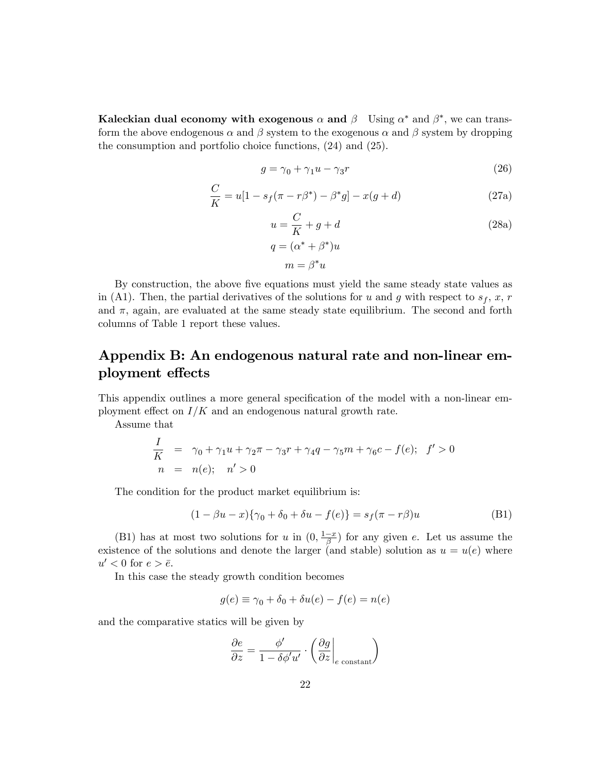**Kaleckian dual economy with exogenous $\alpha$ and $\beta$** Using $\alpha^*$ and $\beta^*$, we can transform the above endogenous $\alpha$ and $\beta$ system to the exogenous $\alpha$ and $\beta$ system by dropping the consumption and portfolio choice functions, (24) and (25).

$$g = \gamma_0 + \gamma_1 u - \gamma_3 r \tag{26}$$

$$\frac{C}{K} = u[1 - s_f(\pi - r\beta^*) - \beta^* g] - x(g + d) \tag{27a}$$

$$u = \frac{C}{K} + g + d \tag{28a}$$

$$q = (\alpha^* + \beta^*)u$$

$$m = \beta^* u$$

By construction, the above five equations must yield the same steady state values as in (A1). Then, the partial derivatives of the solutions for $u$ and $g$ with respect to $s_f$, $x$, $r$ and $\pi$, again, are evaluated at the same steady state equilibrium. The second and forth columns of Table 1 report these values.

## Appendix B: An endogenous natural rate and non-linear employment effects

This appendix outlines a more general specification of the model with a non-linear employment effect on $I/K$ and an endogenous natural growth rate.

Assume that

$$\begin{aligned}
\frac{I}{K} &= \gamma_0 + \gamma_1 u + \gamma_2 \pi - \gamma_3 r + \gamma_4 q - \gamma_5 m + \gamma_6 c - f(e); \quad f' > 0 \\
n &= n(e); \quad n' > 0
\end{aligned}$$

The condition for the product market equilibrium is:

$$(1 - \beta u - x)\{\gamma_0 + \delta_0 + \delta u - f(e)\} = s_f(\pi - r\beta)u \tag{B1}$$

(B1) has at most two solutions for $u$ in $(0, \frac{1-x}{\beta})$ for any given $e$. Let us assume the existence of the solutions and denote the larger (and stable) solution as $u = u(e)$ where $u' < 0$ for $e > \bar{e}$.

In this case the steady growth condition becomes

$$g(e) \equiv \gamma_0 + \delta_0 + \delta u(e) - f(e) = n(e)$$

and the comparative statics will be given by

$$\frac{\partial e}{\partial z} = \frac{\phi'}{1 - \delta \phi' u'} \cdot \left( \left. \frac{\partial g}{\partial z} \right|_{e \text{ constant}} \right)$$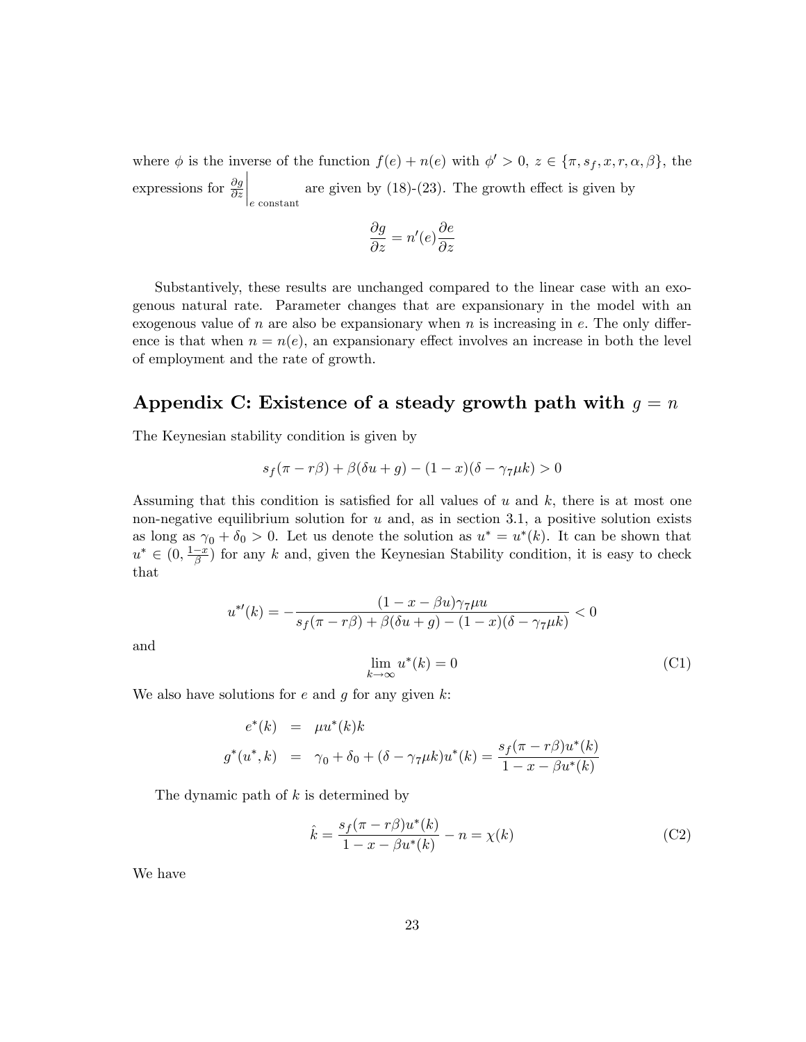where $\phi$ is the inverse of the function $f(e) + n(e)$ with $\phi' > 0$, $z \in \{\pi, s_f, x, r, \alpha, \beta\}$, the expressions for $\left.\frac{\partial g}{\partial z}\right|_{e \text{ constant}}$ are given by (18)-(23). The growth effect is given by

$$\frac{\partial g}{\partial z} = n'(e)\frac{\partial e}{\partial z}$$

Substantively, these results are unchanged compared to the linear case with an exogenous natural rate. Parameter changes that are expansionary in the model with an exogenous value of $n$ are also be expansionary when $n$ is increasing in $e$. The only difference is that when $n = n(e)$, an expansionary effect involves an increase in both the level of employment and the rate of growth.

## Appendix C: Existence of a steady growth path with $g = n$

The Keynesian stability condition is given by

$$s_f(\pi - r\beta) + \beta(\delta u + g) - (1 - x)(\delta - \gamma_7 \mu k) > 0$$

Assuming that this condition is satisfied for all values of $u$ and $k$, there is at most one non-negative equilibrium solution for $u$ and, as in section 3.1, a positive solution exists as long as $\gamma_0 + \delta_0 > 0$. Let us denote the solution as $u^* = u^*(k)$. It can be shown that $u^* \in (0, \frac{1-x}{\beta})$ for any $k$ and, given the Keynesian Stability condition, it is easy to check that

$$u^{*\prime}(k) = -\frac{(1 - x - \beta u)\gamma_7 \mu u}{s_f(\pi - r\beta) + \beta(\delta u + g) - (1 - x)(\delta - \gamma_7 \mu k)} < 0$$

and

$$\lim_{k \to \infty} u^*(k) = 0 \tag{C1}$$

We also have solutions for $e$ and $g$ for any given $k$:

$$\begin{aligned} e^*(k) &= \mu u^*(k) k \\ g^*(u^*, k) &= \gamma_0 + \delta_0 + (\delta - \gamma_7 \mu k) u^*(k) = \frac{s_f(\pi - r\beta) u^*(k)}{1 - x - \beta u^*(k)} \end{aligned}$$

The dynamic path of $k$ is determined by

$$\hat{k} = \frac{s_f(\pi - r\beta) u^*(k)}{1 - x - \beta u^*(k)} - n = \chi(k) \tag{C2}$$

We have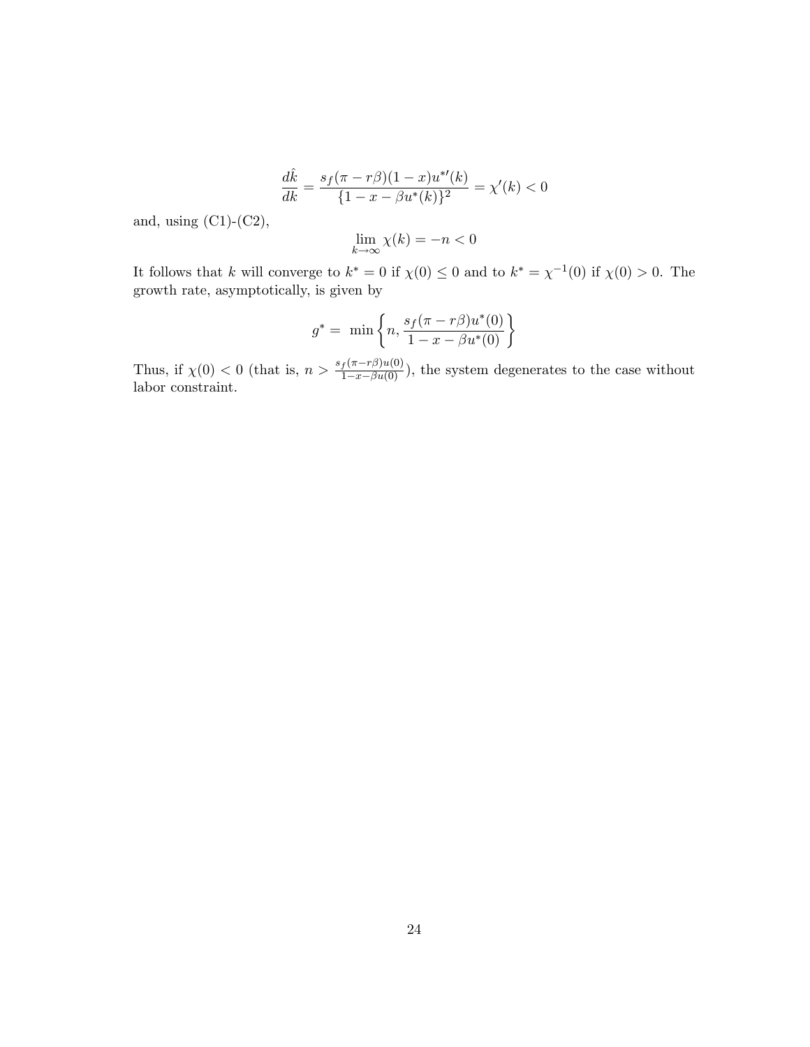$$\frac{d\hat{k}}{dk} = \frac{s_f(\pi - r\beta)(1-x)u^{*\prime}(k)}{\{1 - x - \beta u^*(k)\}^2} = \chi'(k) < 0$$

and, using (C1)-(C2),

$$\lim_{k\to\infty} \chi(k) = -n < 0$$

It follows that $k$ will converge to $k^* = 0$ if $\chi(0) \leq 0$ and to $k^* = \chi^{-1}(0)$ if $\chi(0) > 0$. The growth rate, asymptotically, is given by

$$g^* = \min\left\{n, \frac{s_f(\pi - r\beta)u^*(0)}{1 - x - \beta u^*(0)}\right\}$$

Thus, if $\chi(0) < 0$ (that is, $n > \frac{s_f(\pi - r\beta)u(0)}{1 - x - \beta u(0)}$), the system degenerates to the case without labor constraint.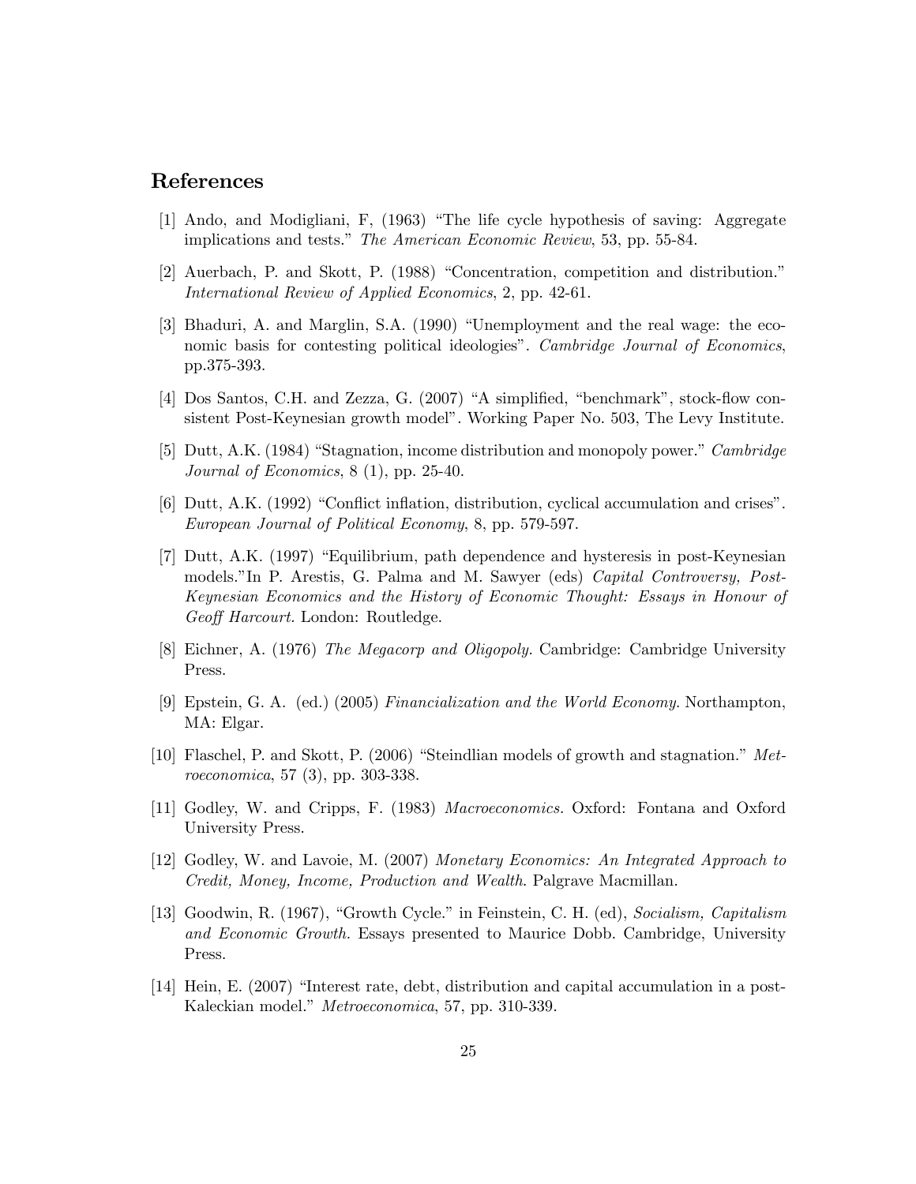## References

[1] Ando, and Modigliani, F, (1963) "The life cycle hypothesis of saving: Aggregate implications and tests." *The American Economic Review*, 53, pp. 55-84.

[2] Auerbach, P. and Skott, P. (1988) "Concentration, competition and distribution." *International Review of Applied Economics*, 2, pp. 42-61.

[3] Bhaduri, A. and Marglin, S.A. (1990) "Unemployment and the real wage: the economic basis for contesting political ideologies". *Cambridge Journal of Economics*, pp.375-393.

[4] Dos Santos, C.H. and Zezza, G. (2007) "A simplified, "benchmark", stock-flow consistent Post-Keynesian growth model". Working Paper No. 503, The Levy Institute.

[5] Dutt, A.K. (1984) "Stagnation, income distribution and monopoly power." *Cambridge Journal of Economics*, 8 (1), pp. 25-40.

[6] Dutt, A.K. (1992) "Conflict inflation, distribution, cyclical accumulation and crises". *European Journal of Political Economy*, 8, pp. 579-597.

[7] Dutt, A.K. (1997) "Equilibrium, path dependence and hysteresis in post-Keynesian models."In P. Arestis, G. Palma and M. Sawyer (eds) *Capital Controversy, Post-Keynesian Economics and the History of Economic Thought: Essays in Honour of Geoff Harcourt.* London: Routledge.

[8] Eichner, A. (1976) *The Megacorp and Oligopoly.* Cambridge: Cambridge University Press.

[9] Epstein, G. A. (ed.) (2005) *Financialization and the World Economy.* Northampton, MA: Elgar.

[10] Flaschel, P. and Skott, P. (2006) "Steindlian models of growth and stagnation." *Metroeconomica*, 57 (3), pp. 303-338.

[11] Godley, W. and Cripps, F. (1983) *Macroeconomics.* Oxford: Fontana and Oxford University Press.

[12] Godley, W. and Lavoie, M. (2007) *Monetary Economics: An Integrated Approach to Credit, Money, Income, Production and Wealth*. Palgrave Macmillan.

[13] Goodwin, R. (1967), "Growth Cycle." in Feinstein, C. H. (ed), *Socialism, Capitalism and Economic Growth.* Essays presented to Maurice Dobb. Cambridge, University Press.

[14] Hein, E. (2007) "Interest rate, debt, distribution and capital accumulation in a post-Kaleckian model." *Metroeconomica*, 57, pp. 310-339.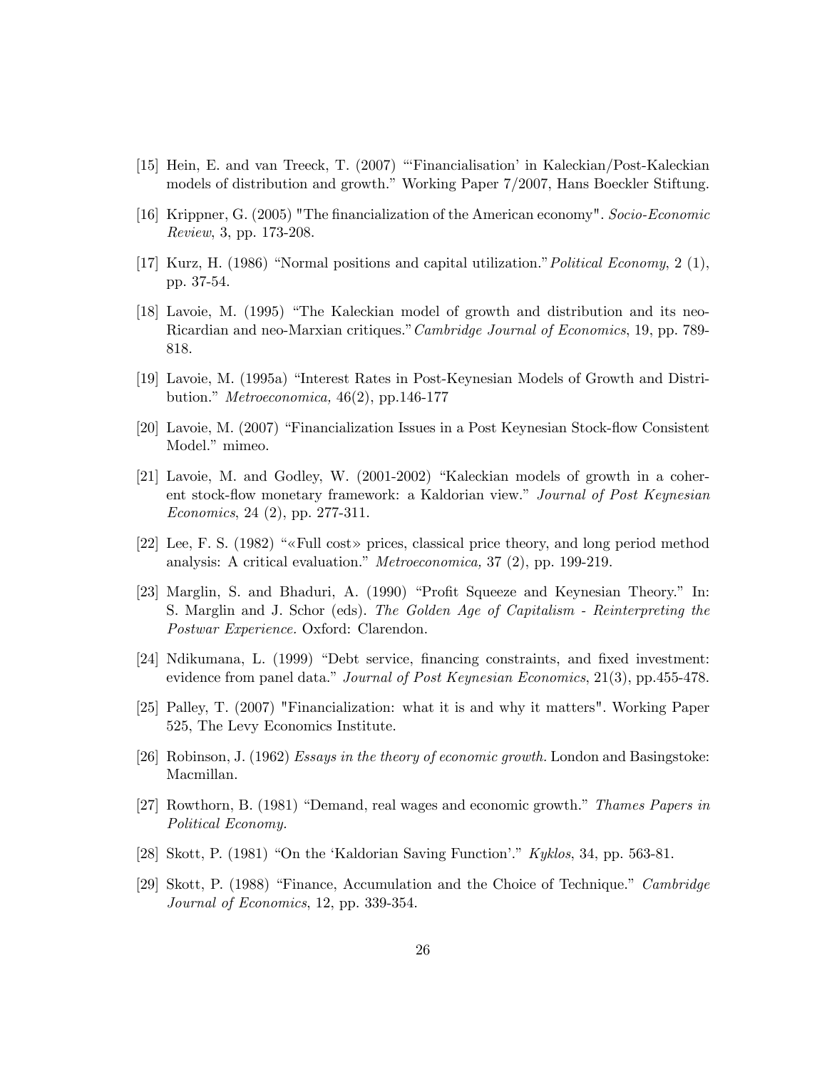[15] Hein, E. and van Treeck, T. (2007) "'Financialisation' in Kaleckian/Post-Kaleckian models of distribution and growth." Working Paper 7/2007, Hans Boeckler Stiftung.

[16] Krippner, G. (2005) "The financialization of the American economy". *Socio-Economic Review*, 3, pp. 173-208.

[17] Kurz, H. (1986) "Normal positions and capital utilization." *Political Economy*, 2 (1), pp. 37-54.

[18] Lavoie, M. (1995) "The Kaleckian model of growth and distribution and its neo-Ricardian and neo-Marxian critiques." *Cambridge Journal of Economics*, 19, pp. 789-818.

[19] Lavoie, M. (1995a) "Interest Rates in Post-Keynesian Models of Growth and Distribution." *Metroeconomica,* 46(2), pp.146-177

[20] Lavoie, M. (2007) "Financialization Issues in a Post Keynesian Stock-flow Consistent Model." mimeo.

[21] Lavoie, M. and Godley, W. (2001-2002) "Kaleckian models of growth in a coherent stock-flow monetary framework: a Kaldorian view." *Journal of Post Keynesian Economics*, 24 (2), pp. 277-311.

[22] Lee, F. S. (1982) "«Full cost» prices, classical price theory, and long period method analysis: A critical evaluation." *Metroeconomica,* 37 (2), pp. 199-219.

[23] Marglin, S. and Bhaduri, A. (1990) "Profit Squeeze and Keynesian Theory." In: S. Marglin and J. Schor (eds). *The Golden Age of Capitalism - Reinterpreting the Postwar Experience.* Oxford: Clarendon.

[24] Ndikumana, L. (1999) "Debt service, financing constraints, and fixed investment: evidence from panel data." *Journal of Post Keynesian Economics*, 21(3), pp.455-478.

[25] Palley, T. (2007) "Financialization: what it is and why it matters". Working Paper 525, The Levy Economics Institute.

[26] Robinson, J. (1962) *Essays in the theory of economic growth.* London and Basingstoke: Macmillan.

[27] Rowthorn, B. (1981) "Demand, real wages and economic growth." *Thames Papers in Political Economy.*

[28] Skott, P. (1981) "On the 'Kaldorian Saving Function'." *Kyklos*, 34, pp. 563-81.

[29] Skott, P. (1988) "Finance, Accumulation and the Choice of Technique." *Cambridge Journal of Economics*, 12, pp. 339-354.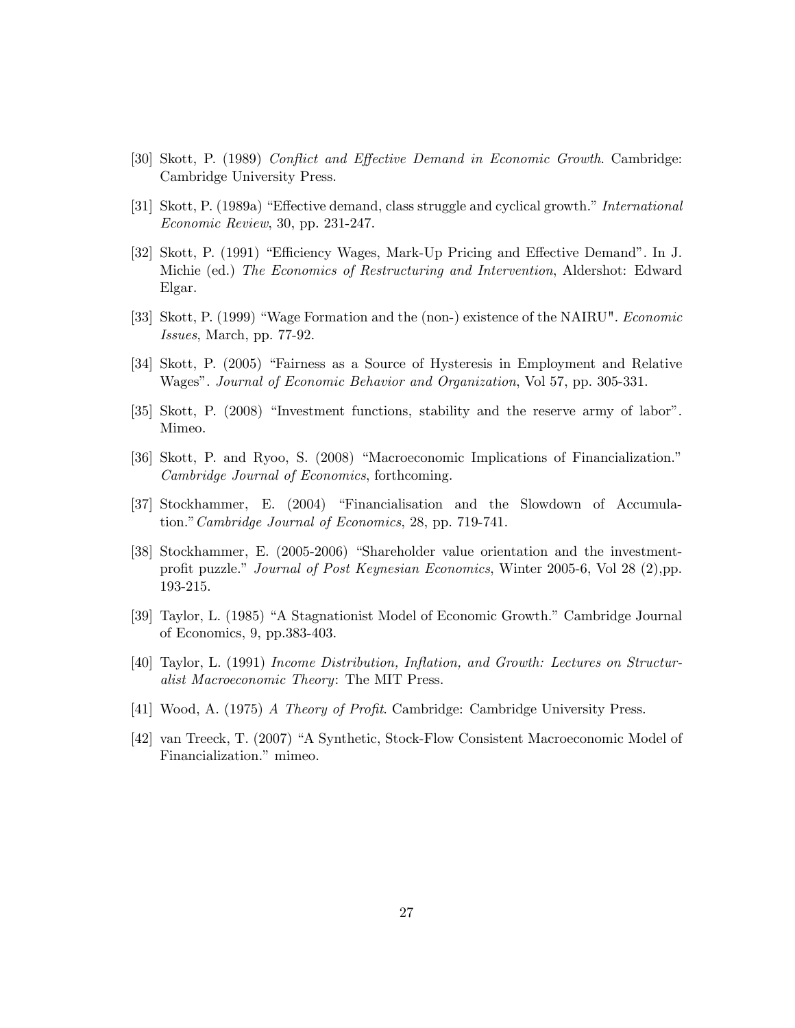[30] Skott, P. (1989) *Conflict and Effective Demand in Economic Growth*. Cambridge: Cambridge University Press.

[31] Skott, P. (1989a) "Effective demand, class struggle and cyclical growth." *International Economic Review*, 30, pp. 231-247.

[32] Skott, P. (1991) "Efficiency Wages, Mark-Up Pricing and Effective Demand". In J. Michie (ed.) *The Economics of Restructuring and Intervention*, Aldershot: Edward Elgar.

[33] Skott, P. (1999) "Wage Formation and the (non-) existence of the NAIRU". *Economic Issues*, March, pp. 77-92.

[34] Skott, P. (2005) "Fairness as a Source of Hysteresis in Employment and Relative Wages". *Journal of Economic Behavior and Organization*, Vol 57, pp. 305-331.

[35] Skott, P. (2008) "Investment functions, stability and the reserve army of labor". Mimeo.

[36] Skott, P. and Ryoo, S. (2008) "Macroeconomic Implications of Financialization." *Cambridge Journal of Economics*, forthcoming.

[37] Stockhammer, E. (2004) "Financialisation and the Slowdown of Accumulation." *Cambridge Journal of Economics*, 28, pp. 719-741.

[38] Stockhammer, E. (2005-2006) "Shareholder value orientation and the investment-profit puzzle." *Journal of Post Keynesian Economics*, Winter 2005-6, Vol 28 (2),pp. 193-215.

[39] Taylor, L. (1985) "A Stagnationist Model of Economic Growth." Cambridge Journal of Economics, 9, pp.383-403.

[40] Taylor, L. (1991) *Income Distribution, Inflation, and Growth: Lectures on Structuralist Macroeconomic Theory*: The MIT Press.

[41] Wood, A. (1975) *A Theory of Profit*. Cambridge: Cambridge University Press.

[42] van Treeck, T. (2007) "A Synthetic, Stock-Flow Consistent Macroeconomic Model of Financialization." mimeo.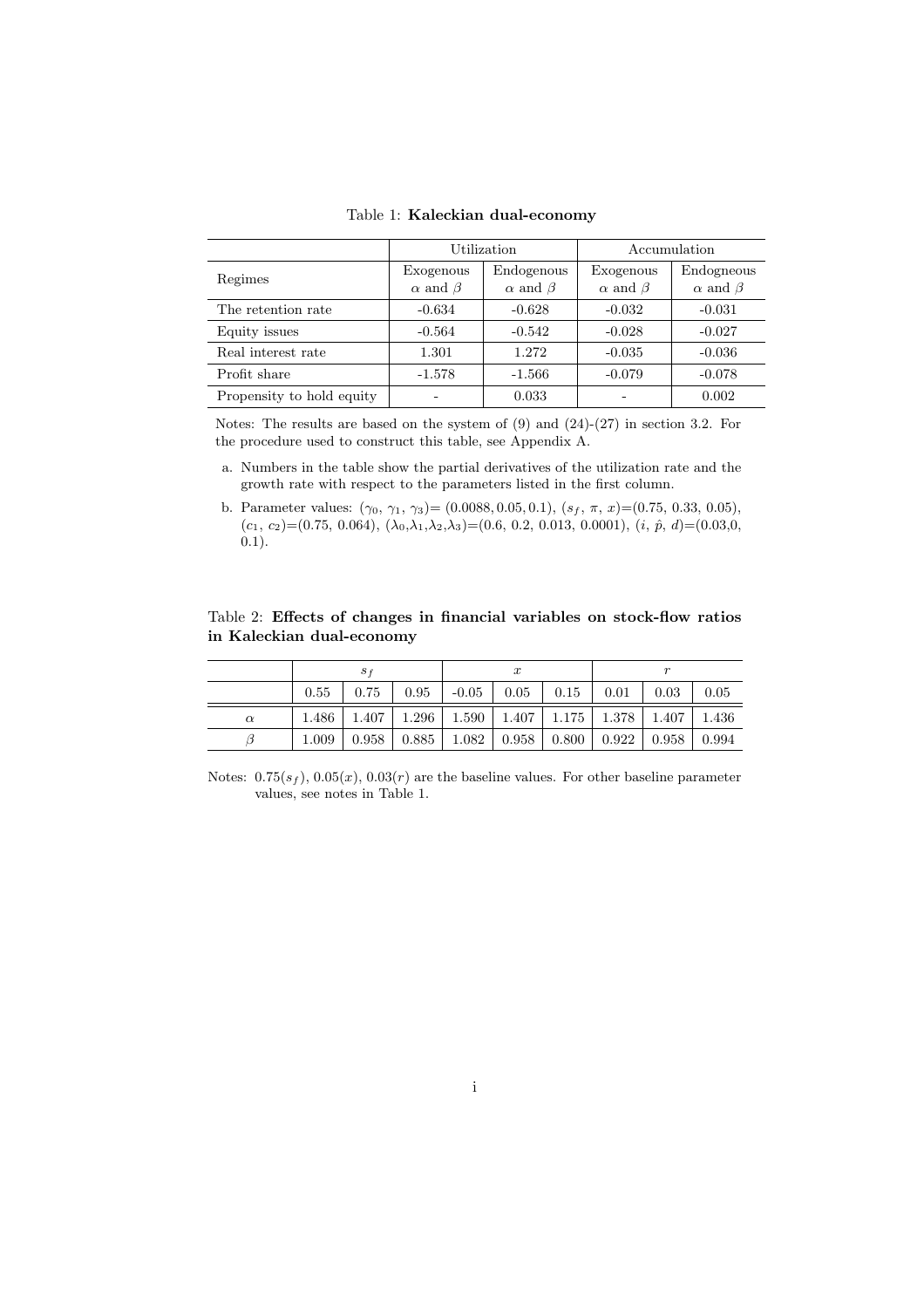Table 1: **Kaleckian dual-economy**

| Regimes | Utilization | | Accumulation | |
|---|---|---|---|---|
| | Exogenous $\alpha$ and $\beta$ | Endogenous $\alpha$ and $\beta$ | Exogenous $\alpha$ and $\beta$ | Endogneous $\alpha$ and $\beta$ |
| The retention rate | -0.634 | -0.628 | -0.032 | -0.031 |
| Equity issues | -0.564 | -0.542 | -0.028 | -0.027 |
| Real interest rate | 1.301 | 1.272 | -0.035 | -0.036 |
| Profit share | -1.578 | -1.566 | -0.079 | -0.078 |
| Propensity to hold equity | - | 0.033 | - | 0.002 |

Notes: The results are based on the system of (9) and (24)-(27) in section 3.2. For the procedure used to construct this table, see Appendix A.

a. Numbers in the table show the partial derivatives of the utilization rate and the growth rate with respect to the parameters listed in the first column.

b. Parameter values: ($\gamma_0$, $\gamma_1$, $\gamma_3$)= (0.0088, 0.05, 0.1), ($s_f$, $\pi$, $x$)=(0.75, 0.33, 0.05), ($c_1$, $c_2$)=(0.75, 0.064), ($\lambda_0$,$\lambda_1$,$\lambda_2$,$\lambda_3$)=(0.6, 0.2, 0.013, 0.0001), ($i$, $\hat{p}$, $d$)=(0.03,0, 0.1).

Table 2: **Effects of changes in financial variables on stock-flow ratios in Kaleckian dual-economy**

| | $s_f$ | | | $x$ | | | $r$ | | |
|---|---|---|---|---|---|---|---|---|---|
| | 0.55 | 0.75 | 0.95 | -0.05 | 0.05 | 0.15 | 0.01 | 0.03 | 0.05 |
| $\alpha$ | 1.486 | 1.407 | 1.296 | 1.590 | 1.407 | 1.175 | 1.378 | 1.407 | 1.436 |
| $\beta$ | 1.009 | 0.958 | 0.885 | 1.082 | 0.958 | 0.800 | 0.922 | 0.958 | 0.994 |

Notes: 0.75($s_f$), 0.05($x$), 0.03($r$) are the baseline values. For other baseline parameter values, see notes in Table 1.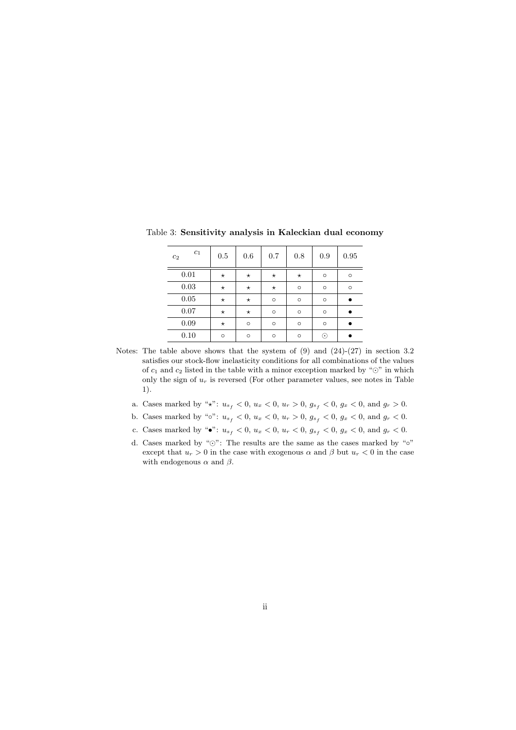Table 3: **Sensitivity analysis in Kaleckian dual economy**

| $c_2$ \ $c_1$ | 0.5 | 0.6 | 0.7 | 0.8 | 0.9 | 0.95 |
|---|---|---|---|---|---|---|
| 0.01 | ⋆ | ⋆ | ⋆ | ⋆ | ○ | ○ |
| 0.03 | ⋆ | ⋆ | ⋆ | ○ | ○ | ○ |
| 0.05 | ⋆ | ⋆ | ○ | ○ | ○ | • |
| 0.07 | ⋆ | ⋆ | ○ | ○ | ○ | • |
| 0.09 | ⋆ | ○ | ○ | ○ | ○ | • |
| 0.10 | ○ | ○ | ○ | ○ | ⊙ | • |

Notes: The table above shows that the system of (9) and (24)-(27) in section 3.2 satisfies our stock-flow inelasticity conditions for all combinations of the values of $c_1$ and $c_2$ listed in the table with a minor exception marked by "⊙" in which only the sign of $u_r$ is reversed (For other parameter values, see notes in Table 1).

a. Cases marked by "⋆": $u_{s_f} < 0$, $u_x < 0$, $u_r > 0$, $g_{s_f} < 0$, $g_x < 0$, and $g_r > 0$.

b. Cases marked by "○": $u_{s_f} < 0$, $u_x < 0$, $u_r > 0$, $g_{s_f} < 0$, $g_x < 0$, and $g_r < 0$.

c. Cases marked by "•": $u_{s_f} < 0$, $u_x < 0$, $u_r < 0$, $g_{s_f} < 0$, $g_x < 0$, and $g_r < 0$.

d. Cases marked by "⊙": The results are the same as the cases marked by "○" except that $u_r > 0$ in the case with exogenous $\alpha$ and $\beta$ but $u_r < 0$ in the case with endogenous $\alpha$ and $\beta$.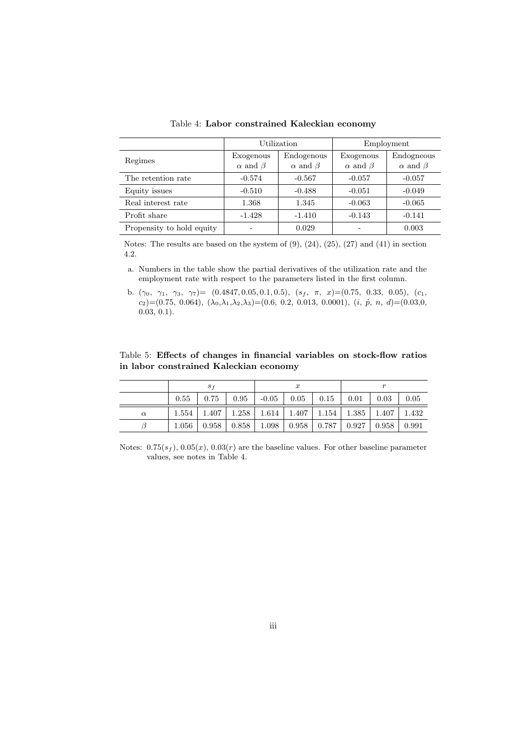Table 4: **Labor constrained Kaleckian economy**

| Regimes | Utilization | | Employment | |
|---|---|---|---|---|
| | Exogenous $\alpha$ and $\beta$ | Endogenous $\alpha$ and $\beta$ | Exogenous $\alpha$ and $\beta$ | Endogneous $\alpha$ and $\beta$ |
| The retention rate | -0.574 | -0.567 | -0.057 | -0.057 |
| Equity issues | -0.510 | -0.488 | -0.051 | -0.049 |
| Real interest rate | 1.368 | 1.345 | -0.063 | -0.065 |
| Profit share | -1.428 | -1.410 | -0.143 | -0.141 |
| Propensity to hold equity | - | 0.029 | - | 0.003 |

Notes: The results are based on the system of (9), (24), (25), (27) and (41) in section 4.2.

a. Numbers in the table show the partial derivatives of the utilization rate and the employment rate with respect to the parameters listed in the first column.

b. $(\gamma_0,\ \gamma_1,\ \gamma_3,\ \gamma_7)=\ (0.4847, 0.05, 0.1, 0.5)$, $(s_f,\ \pi,\ x)$=(0.75, 0.33, 0.05), $(c_1, c_2)$=(0.75, 0.064), $(\lambda_0,\lambda_1,\lambda_2,\lambda_3)$=(0.6, 0.2, 0.013, 0.0001), $(i,\ \hat{p},\ n,\ d)$=(0.03,0, 0.03, 0.1).

Table 5: **Effects of changes in financial variables on stock-flow ratios in labor constrained Kaleckian economy**

| | $s_f$ | | | $x$ | | | $r$ | | |
|---|---|---|---|---|---|---|---|---|---|
| | 0.55 | 0.75 | 0.95 | -0.05 | 0.05 | 0.15 | 0.01 | 0.03 | 0.05 |
| $\alpha$ | 1.554 | 1.407 | 1.258 | 1.614 | 1.407 | 1.154 | 1.385 | 1.407 | 1.432 |
| $\beta$ | 1.056 | 0.958 | 0.858 | 1.098 | 0.958 | 0.787 | 0.927 | 0.958 | 0.991 |

Notes: 0.75($s_f$), 0.05($x$), 0.03($r$) are the baseline values. For other baseline parameter values, see notes in Table 4.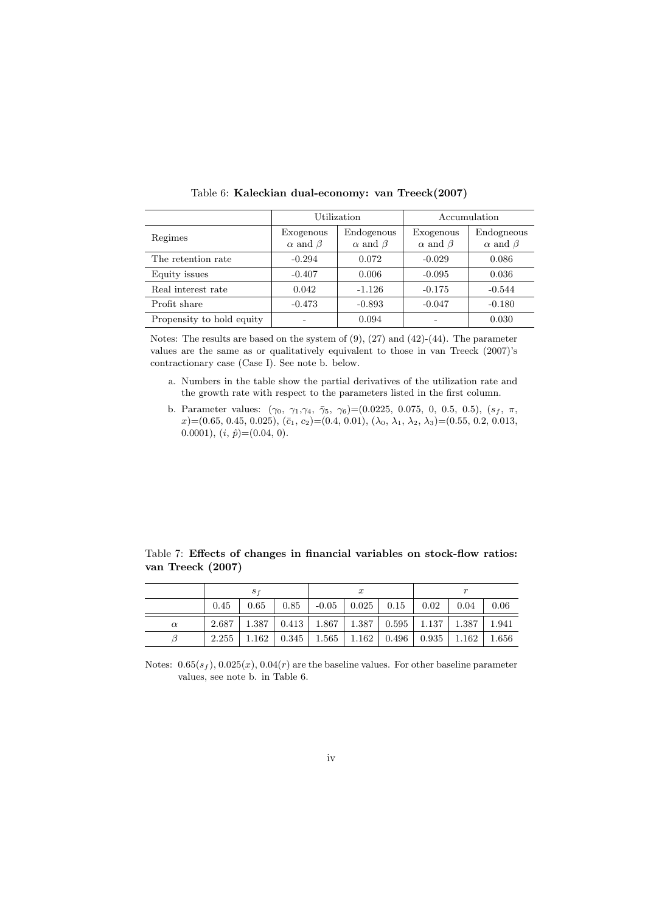Table 6: **Kaleckian dual-economy: van Treeck(2007)**

| | Utilization | | Accumulation | |
|---|---|---|---|---|
| Regimes | Exogenous $\alpha$ and $\beta$ | Endogenous $\alpha$ and $\beta$ | Exogenous $\alpha$ and $\beta$ | Endogneous $\alpha$ and $\beta$ |
| The retention rate | -0.294 | 0.072 | -0.029 | 0.086 |
| Equity issues | -0.407 | 0.006 | -0.095 | 0.036 |
| Real interest rate | 0.042 | -1.126 | -0.175 | -0.544 |
| Profit share | -0.473 | -0.893 | -0.047 | -0.180 |
| Propensity to hold equity | - | 0.094 | - | 0.030 |

Notes: The results are based on the system of (9), (27) and (42)-(44). The parameter values are the same as or qualitatively equivalent to those in van Treeck (2007)'s contractionary case (Case I). See note b. below.

a. Numbers in the table show the partial derivatives of the utilization rate and the growth rate with respect to the parameters listed in the first column.

b. Parameter values: ($\gamma_0$, $\gamma_1$,$\gamma_4$, $\bar{\gamma}_5$, $\gamma_6$)=(0.0225, 0.075, 0, 0.5, 0.5), ($s_f$, $\pi$, $x$)=(0.65, 0.45, 0.025), ($\bar{c}_1$, $c_2$)=(0.4, 0.01), ($\lambda_0$, $\lambda_1$, $\lambda_2$, $\lambda_3$)=(0.55, 0.2, 0.013, 0.0001), ($i$, $\hat{p}$)=(0.04, 0).

Table 7: **Effects of changes in financial variables on stock-flow ratios: van Treeck (2007)**

| | $s_f$ | | | $x$ | | | $r$ | | |
|---|---|---|---|---|---|---|---|---|---|
| | 0.45 | 0.65 | 0.85 | -0.05 | 0.025 | 0.15 | 0.02 | 0.04 | 0.06 |
| $\alpha$ | 2.687 | 1.387 | 0.413 | 1.867 | 1.387 | 0.595 | 1.137 | 1.387 | 1.941 |
| $\beta$ | 2.255 | 1.162 | 0.345 | 1.565 | 1.162 | 0.496 | 0.935 | 1.162 | 1.656 |

Notes: 0.65($s_f$), 0.025($x$), 0.04($r$) are the baseline values. For other baseline parameter values, see note b. in Table 6.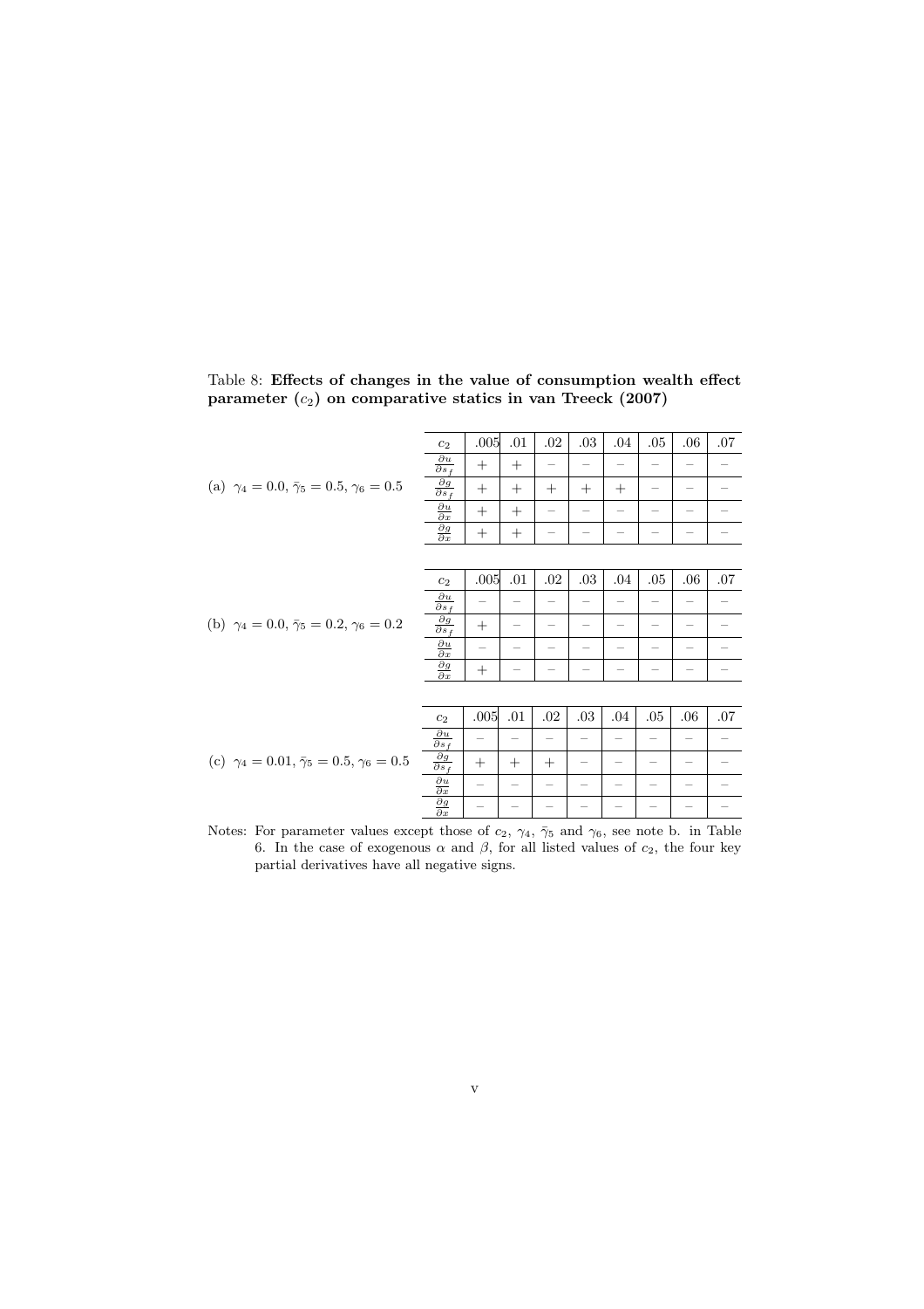Table 8: **Effects of changes in the value of consumption wealth effect parameter ($c_2$) on comparative statics in van Treeck (2007)**

(a) $\gamma_4 = 0.0, \bar{\gamma}_5 = 0.5, \gamma_6 = 0.5$

| $c_2$ | .005 | .01 | .02 | .03 | .04 | .05 | .06 | .07 |
|---|---|---|---|---|---|---|---|---|
| $\frac{\partial u}{\partial s_f}$ | + | + | − | − | − | − | − | − |
| $\frac{\partial g}{\partial s_f}$ | + | + | + | + | + | − | − | − |
| $\frac{\partial u}{\partial x}$ | + | + | − | − | − | − | − | − |
| $\frac{\partial g}{\partial x}$ | + | + | − | − | − | − | − | − |

(b) $\gamma_4 = 0.0, \bar{\gamma}_5 = 0.2, \gamma_6 = 0.2$

| $c_2$ | .005 | .01 | .02 | .03 | .04 | .05 | .06 | .07 |
|---|---|---|---|---|---|---|---|---|
| $\frac{\partial u}{\partial s_f}$ | − | − | − | − | − | − | − | − |
| $\frac{\partial g}{\partial s_f}$ | + | − | − | − | − | − | − | − |
| $\frac{\partial u}{\partial x}$ | − | − | − | − | − | − | − | − |
| $\frac{\partial g}{\partial x}$ | + | − | − | − | − | − | − | − |

(c) $\gamma_4 = 0.01, \bar{\gamma}_5 = 0.5, \gamma_6 = 0.5$

| $c_2$ | .005 | .01 | .02 | .03 | .04 | .05 | .06 | .07 |
|---|---|---|---|---|---|---|---|---|
| $\frac{\partial u}{\partial s_f}$ | − | − | − | − | − | − | − | − |
| $\frac{\partial g}{\partial s_f}$ | + | + | + | − | − | − | − | − |
| $\frac{\partial u}{\partial x}$ | − | − | − | − | − | − | − | − |
| $\frac{\partial g}{\partial x}$ | − | − | − | − | − | − | − | − |

Notes: For parameter values except those of $c_2$, $\gamma_4$, $\bar{\gamma}_5$ and $\gamma_6$, see note b. in Table 6. In the case of exogenous $\alpha$ and $\beta$, for all listed values of $c_2$, the four key partial derivatives have all negative signs.